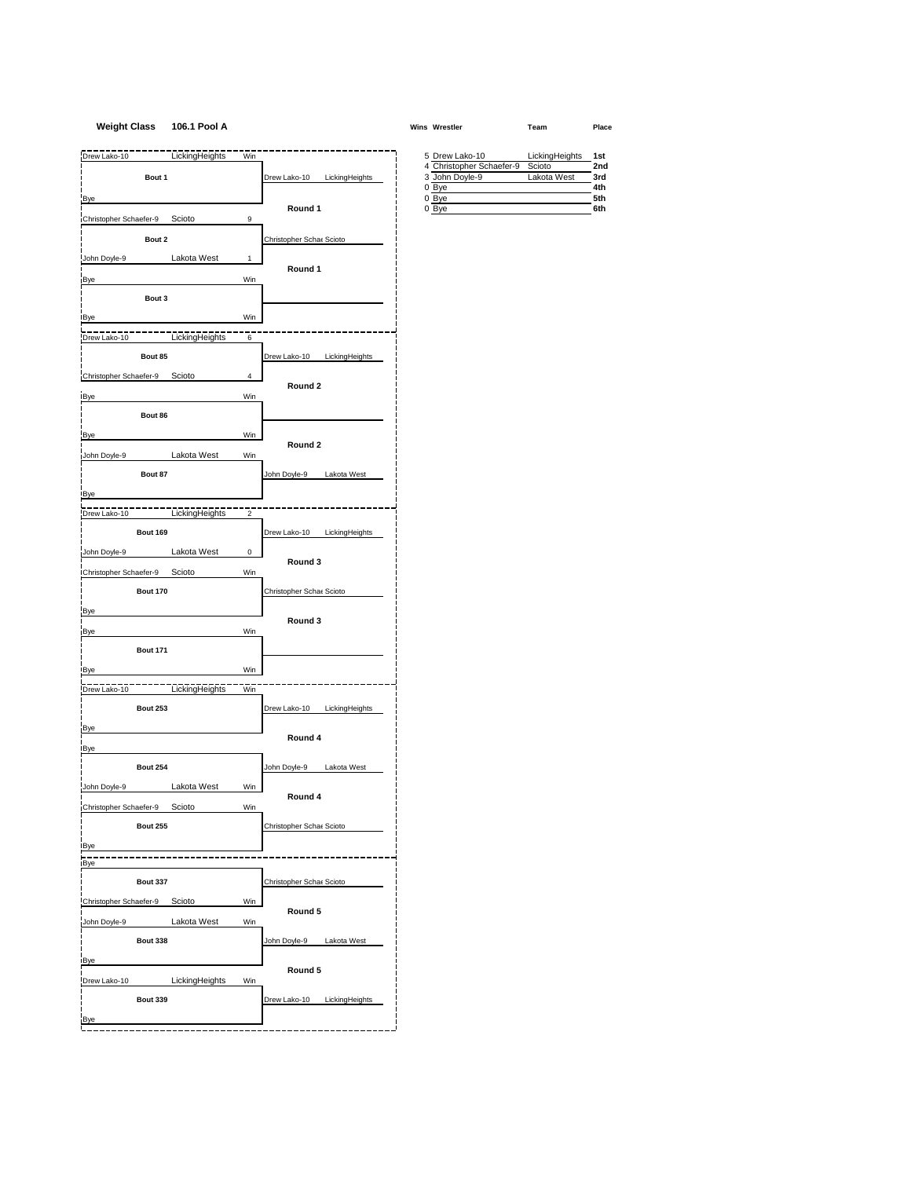**Weight Class** **106.1 Pool A**

| Wins | Wrestler | Team | Place |
|---|---|---|---|
| 5 | Drew Lako-10 | LickingHeights | 1st |
| 4 | Christopher Schaefer-9 | Scioto | 2nd |
| 3 | John Doyle-9 | Lakota West | 3rd |
| 0 | Bye | | 4th |
| 0 | Bye | | 5th |
| 0 | Bye | | 6th |

### Round 1

**Bout 1**
- Drew Lako-10 — LickingHeights — Win
- Bye
- Winner: Drew Lako-10 — LickingHeights

**Bout 2**
- Christopher Schaefer-9 — Scioto — 9
- John Doyle-9 — Lakota West — 1
- Winner: Christopher Schae Scioto

**Bout 3**
- Bye — Win
- Bye — Win

### Round 2

**Bout 85**
- Drew Lako-10 — LickingHeights — 6
- Christopher Schaefer-9 — Scioto — 4
- Winner: Drew Lako-10 — LickingHeights

**Bout 86**
- Bye — Win
- Bye — Win

**Bout 87**
- John Doyle-9 — Lakota West — Win
- Bye
- Winner: John Doyle-9 — Lakota West

### Round 3

**Bout 169**
- Drew Lako-10 — LickingHeights — 2
- John Doyle-9 — Lakota West — 0
- Winner: Drew Lako-10 — LickingHeights

**Bout 170**
- Christopher Schaefer-9 — Scioto — Win
- Bye
- Winner: Christopher Schae Scioto

**Bout 171**
- Bye — Win
- Bye — Win

### Round 4

**Bout 253**
- Drew Lako-10 — LickingHeights — Win
- Bye
- Winner: Drew Lako-10 — LickingHeights

**Bout 254**
- Bye
- John Doyle-9 — Lakota West — Win
- Winner: John Doyle-9 — Lakota West

**Bout 255**
- Christopher Schaefer-9 — Scioto — Win
- Bye
- Winner: Christopher Schae Scioto

### Round 5

**Bout 337**
- Bye
- Christopher Schaefer-9 — Scioto — Win
- Winner: Christopher Schae Scioto

**Bout 338**
- John Doyle-9 — Lakota West — Win
- Bye
- Winner: John Doyle-9 — Lakota West

**Bout 339**
- Drew Lako-10 — LickingHeights — Win
- Bye
- Winner: Drew Lako-10 — LickingHeights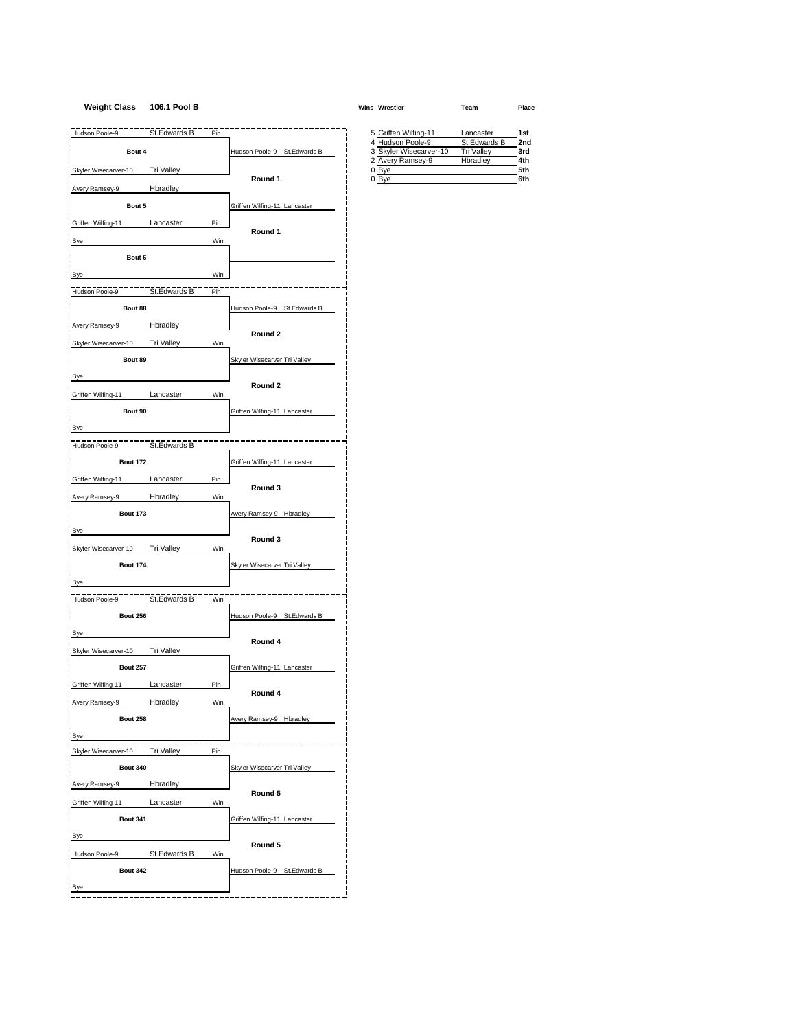**Weight Class** **106.1 Pool B**

| Wins | Wrestler | Team | Place |
|---|---|---|---|
| 5 | Griffen Wilfing-11 | Lancaster | 1st |
| 4 | Hudson Poole-9 | St.Edwards B | 2nd |
| 3 | Skyler Wisecarver-10 | Tri Valley | 3rd |
| 2 | Avery Ramsey-9 | Hbradley | 4th |
| 0 | Bye | | 5th |
| 0 | Bye | | 6th |

**Round 1**

| Bout | Wrestler 1 | Team | Result | Wrestler 2 | Team | Result | Winner |
|---|---|---|---|---|---|---|---|
| Bout 4 | Hudson Poole-9 | St.Edwards B | Pin | Skyler Wisecarver-10 | Tri Valley | | Hudson Poole-9 St.Edwards B |
| Bout 5 | Avery Ramsey-9 | Hbradley | | Griffen Wilfing-11 | Lancaster | Pin | Griffen Wilfing-11 Lancaster |
| Bout 6 | Bye | | Win | Bye | | Win | |

**Round 2**

| Bout | Wrestler 1 | Team | Result | Wrestler 2 | Team | Result | Winner |
|---|---|---|---|---|---|---|---|
| Bout 88 | Hudson Poole-9 | St.Edwards B | Pin | Avery Ramsey-9 | Hbradley | | Hudson Poole-9 St.Edwards B |
| Bout 89 | Skyler Wisecarver-10 | Tri Valley | Win | Bye | | | Skyler Wisecarver Tri Valley |
| Bout 90 | Griffen Wilfing-11 | Lancaster | Win | Bye | | | Griffen Wilfing-11 Lancaster |

**Round 3**

| Bout | Wrestler 1 | Team | Result | Wrestler 2 | Team | Result | Winner |
|---|---|---|---|---|---|---|---|
| Bout 172 | Hudson Poole-9 | St.Edwards B | | Griffen Wilfing-11 | Lancaster | Pin | Griffen Wilfing-11 Lancaster |
| Bout 173 | Avery Ramsey-9 | Hbradley | Win | Bye | | | Avery Ramsey-9 Hbradley |
| Bout 174 | Skyler Wisecarver-10 | Tri Valley | Win | Bye | | | Skyler Wisecarver Tri Valley |

**Round 4**

| Bout | Wrestler 1 | Team | Result | Wrestler 2 | Team | Result | Winner |
|---|---|---|---|---|---|---|---|
| Bout 256 | Hudson Poole-9 | St.Edwards B | Win | Bye | | | Hudson Poole-9 St.Edwards B |
| Bout 257 | Skyler Wisecarver-10 | Tri Valley | | Griffen Wilfing-11 | Lancaster | Pin | Griffen Wilfing-11 Lancaster |
| Bout 258 | Avery Ramsey-9 | Hbradley | Win | Bye | | | Avery Ramsey-9 Hbradley |

**Round 5**

| Bout | Wrestler 1 | Team | Result | Wrestler 2 | Team | Result | Winner |
|---|---|---|---|---|---|---|---|
| Bout 340 | Skyler Wisecarver-10 | Tri Valley | Pin | Avery Ramsey-9 | Hbradley | | Skyler Wisecarver Tri Valley |
| Bout 341 | Griffen Wilfing-11 | Lancaster | Win | Bye | | | Griffen Wilfing-11 Lancaster |
| Bout 342 | Hudson Poole-9 | St.Edwards B | Win | Bye | | | Hudson Poole-9 St.Edwards B |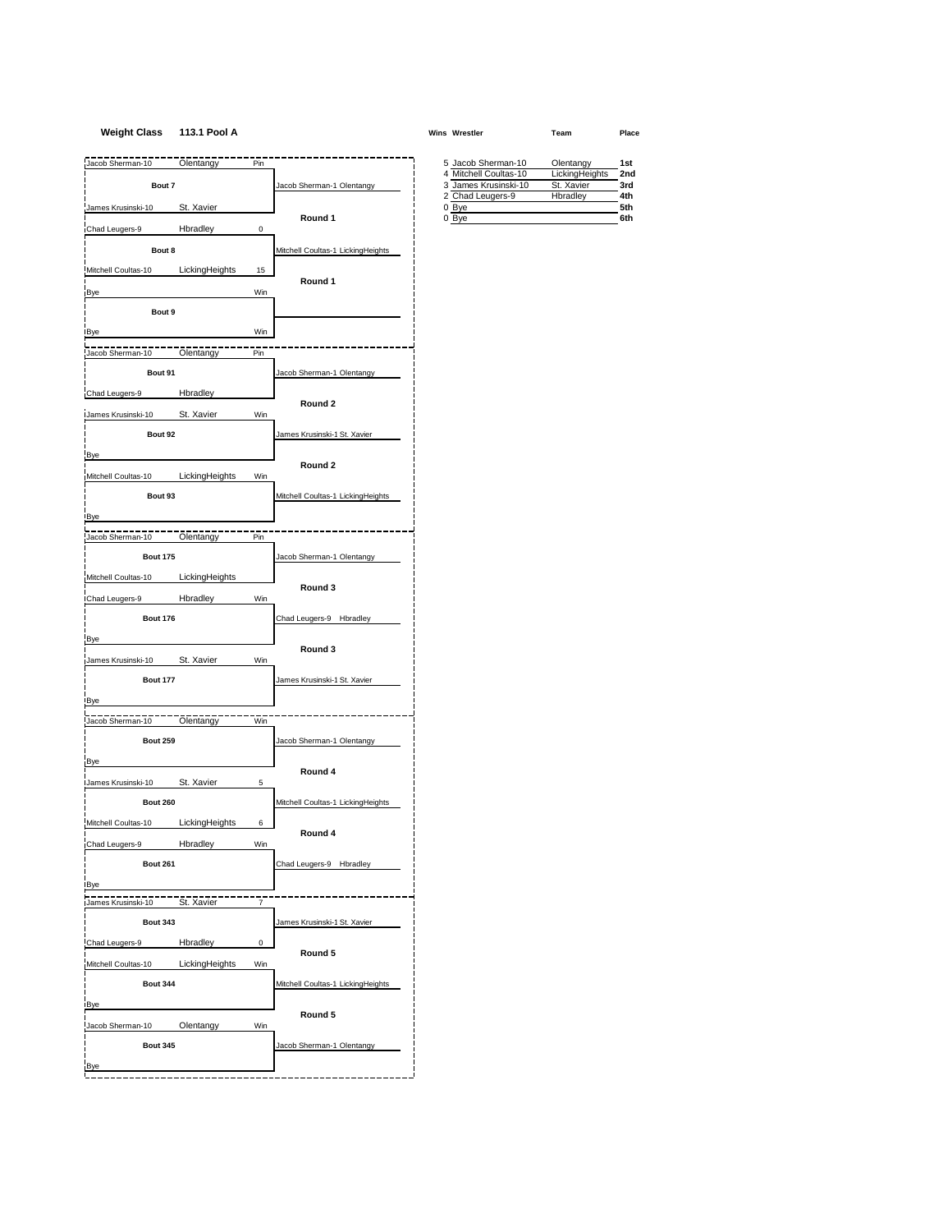**Weight Class** **113.1 Pool A**

| Wins | Wrestler | Team | Place |
|---|---|---|---|
| 5 | Jacob Sherman-10 | Olentangy | **1st** |
| 4 | Mitchell Coultas-10 | LickingHeights | **2nd** |
| 3 | James Krusinski-10 | St. Xavier | **3rd** |
| 2 | Chad Leugers-9 | Hbradley | **4th** |
| 0 | Bye | | **5th** |
| 0 | Bye | | **6th** |

### Round 1

| Bout | Wrestler | Team | Score | Wrestler | Team | Score | Winner |
|---|---|---|---|---|---|---|---|
| Bout 7 | Jacob Sherman-10 | Olentangy | Pin | James Krusinski-10 | St. Xavier | | Jacob Sherman-1 Olentangy |
| Bout 8 | Chad Leugers-9 | Hbradley | 0 | Mitchell Coultas-10 | LickingHeights | 15 | Mitchell Coultas-1 LickingHeights |
| Bout 9 | Bye | | Win | Bye | | Win | |

### Round 2

| Bout | Wrestler | Team | Score | Wrestler | Team | Score | Winner |
|---|---|---|---|---|---|---|---|
| Bout 91 | Jacob Sherman-10 | Olentangy | Pin | Chad Leugers-9 | Hbradley | | Jacob Sherman-1 Olentangy |
| Bout 92 | James Krusinski-10 | St. Xavier | Win | Bye | | | James Krusinski-1 St. Xavier |
| Bout 93 | Mitchell Coultas-10 | LickingHeights | Win | Bye | | | Mitchell Coultas-1 LickingHeights |

### Round 3

| Bout | Wrestler | Team | Score | Wrestler | Team | Score | Winner |
|---|---|---|---|---|---|---|---|
| Bout 175 | Jacob Sherman-10 | Olentangy | Pin | Mitchell Coultas-10 | LickingHeights | | Jacob Sherman-1 Olentangy |
| Bout 176 | Chad Leugers-9 | Hbradley | Win | Bye | | | Chad Leugers-9 Hbradley |
| Bout 177 | James Krusinski-10 | St. Xavier | Win | Bye | | | James Krusinski-1 St. Xavier |

### Round 4

| Bout | Wrestler | Team | Score | Wrestler | Team | Score | Winner |
|---|---|---|---|---|---|---|---|
| Bout 259 | Jacob Sherman-10 | Olentangy | Win | Bye | | | Jacob Sherman-1 Olentangy |
| Bout 260 | James Krusinski-10 | St. Xavier | 5 | Mitchell Coultas-10 | LickingHeights | 6 | Mitchell Coultas-1 LickingHeights |
| Bout 261 | Chad Leugers-9 | Hbradley | Win | Bye | | | Chad Leugers-9 Hbradley |

### Round 5

| Bout | Wrestler | Team | Score | Wrestler | Team | Score | Winner |
|---|---|---|---|---|---|---|---|
| Bout 343 | James Krusinski-10 | St. Xavier | 7 | Chad Leugers-9 | Hbradley | 0 | James Krusinski-1 St. Xavier |
| Bout 344 | Mitchell Coultas-10 | LickingHeights | Win | Bye | | | Mitchell Coultas-1 LickingHeights |
| Bout 345 | Jacob Sherman-10 | Olentangy | Win | Bye | | | Jacob Sherman-1 Olentangy |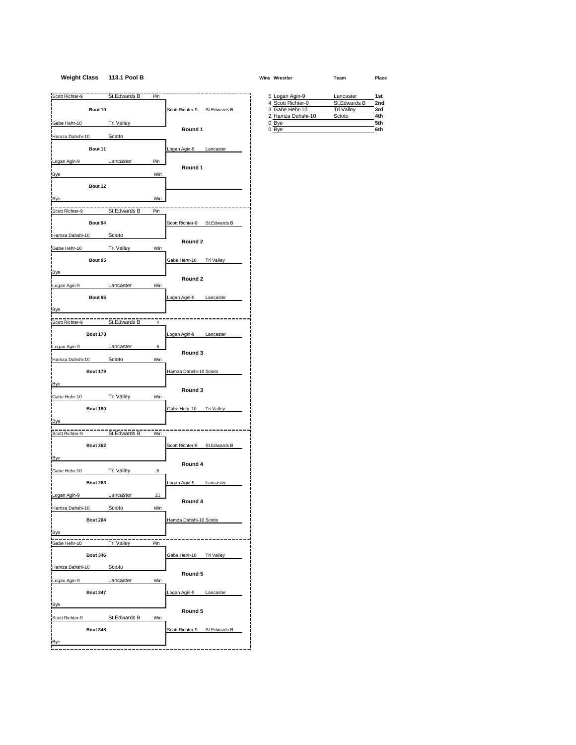**Weight Class 113.1 Pool B**

| Wins | Wrestler | Team | Place |
|---|---|---|---|
| 5 | Logan Agin-9 | Lancaster | 1st |
| 4 | Scott Richter-9 | St.Edwards B | 2nd |
| 3 | Gabe Hehr-10 | Tri Valley | 3rd |
| 2 | Hamza Dahshi-10 | Scioto | 4th |
| 0 | Bye | | 5th |
| 0 | Bye | | 6th |

### Round 1

| Bout | Wrestler | Team | Result | Winner | Winner Team |
|---|---|---|---|---|---|
| Bout 10 | Scott Richter-9 | St.Edwards B | Pin | Scott Richter-9 | St.Edwards B |
| | Gabe Hehr-10 | Tri Valley | | | |
| Bout 11 | Hamza Dahshi-10 | Scioto | | Logan Agin-9 | Lancaster |
| | Logan Agin-9 | Lancaster | Pin | | |
| Bout 12 | Bye | | Win | | |
| | Bye | | Win | | |

### Round 2

| Bout | Wrestler | Team | Result | Winner | Winner Team |
|---|---|---|---|---|---|
| Bout 94 | Scott Richter-9 | St.Edwards B | Pin | Scott Richter-9 | St.Edwards B |
| | Hamza Dahshi-10 | Scioto | | | |
| Bout 95 | Gabe Hehr-10 | Tri Valley | Win | Gabe Hehr-10 | Tri Valley |
| | Bye | | | | |
| Bout 96 | Logan Agin-9 | Lancaster | Win | Logan Agin-9 | Lancaster |
| | Bye | | | | |

### Round 3

| Bout | Wrestler | Team | Result | Winner | Winner Team |
|---|---|---|---|---|---|
| Bout 178 | Scott Richter-9 | St.Edwards B | 4 | Logan Agin-9 | Lancaster |
| | Logan Agin-9 | Lancaster | 6 | | |
| Bout 179 | Hamza Dahshi-10 | Scioto | Win | Hamza Dahshi-10 | Scioto |
| | Bye | | | | |
| Bout 180 | Gabe Hehr-10 | Tri Valley | Win | Gabe Hehr-10 | Tri Valley |
| | Bye | | | | |

### Round 4

| Bout | Wrestler | Team | Result | Winner | Winner Team |
|---|---|---|---|---|---|
| Bout 262 | Scott Richter-9 | St.Edwards B | Win | Scott Richter-9 | St.Edwards B |
| | Bye | | | | |
| Bout 263 | Gabe Hehr-10 | Tri Valley | 6 | Logan Agin-9 | Lancaster |
| | Logan Agin-9 | Lancaster | 21 | | |
| Bout 264 | Hamza Dahshi-10 | Scioto | Win | Hamza Dahshi-10 | Scioto |
| | Bye | | | | |

### Round 5

| Bout | Wrestler | Team | Result | Winner | Winner Team |
|---|---|---|---|---|---|
| Bout 346 | Gabe Hehr-10 | Tri Valley | Pin | Gabe Hehr-10 | Tri Valley |
| | Hamza Dahshi-10 | Scioto | | | |
| Bout 347 | Logan Agin-9 | Lancaster | Win | Logan Agin-9 | Lancaster |
| | Bye | | | | |
| Bout 348 | Scott Richter-9 | St.Edwards B | Win | Scott Richter-9 | St.Edwards B |
| | Bye | | | | |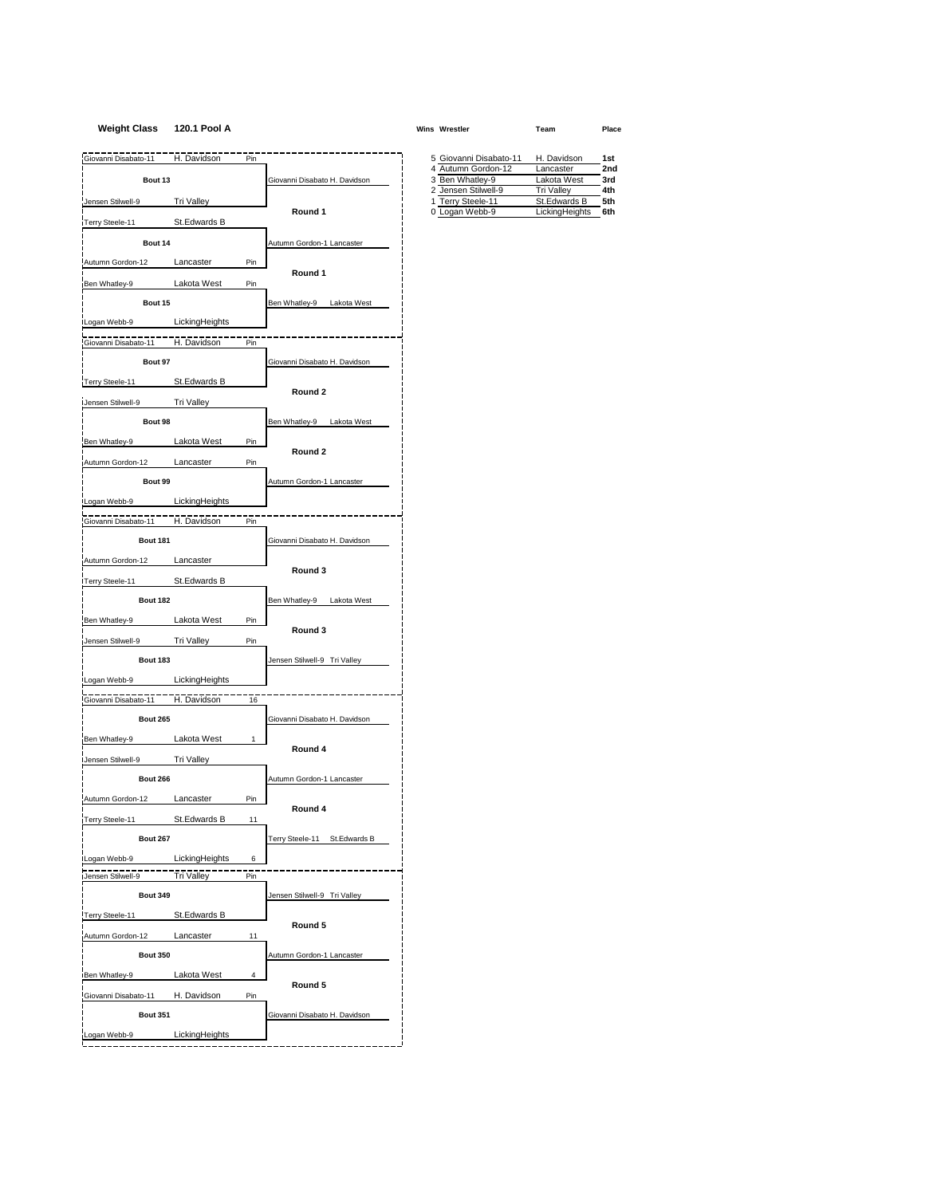**Weight Class** **120.1 Pool A**

| Wins | Wrestler | Team | Place |
|---|---|---|---|
| 5 | Giovanni Disabato-11 | H. Davidson | 1st |
| 4 | Autumn Gordon-12 | Lancaster | 2nd |
| 3 | Ben Whatley-9 | Lakota West | 3rd |
| 2 | Jensen Stilwell-9 | Tri Valley | 4th |
| 1 | Terry Steele-11 | St.Edwards B | 5th |
| 0 | Logan Webb-9 | LickingHeights | 6th |

**Round 1**

| Bout | Wrestler | Team | Result | Wrestler | Team | Result | Winner |
|---|---|---|---|---|---|---|---|
| Bout 13 | Giovanni Disabato-11 | H. Davidson | Pin | Jensen Stilwell-9 | Tri Valley | | Giovanni Disabato H. Davidson |
| Bout 14 | Terry Steele-11 | St.Edwards B | | Autumn Gordon-12 | Lancaster | Pin | Autumn Gordon-1 Lancaster |
| Bout 15 | Ben Whatley-9 | Lakota West | Pin | Logan Webb-9 | LickingHeights | | Ben Whatley-9 Lakota West |

**Round 2**

| Bout | Wrestler | Team | Result | Wrestler | Team | Result | Winner |
|---|---|---|---|---|---|---|---|
| Bout 97 | Giovanni Disabato-11 | H. Davidson | Pin | Terry Steele-11 | St.Edwards B | | Giovanni Disabato H. Davidson |
| Bout 98 | Jensen Stilwell-9 | Tri Valley | | Ben Whatley-9 | Lakota West | Pin | Ben Whatley-9 Lakota West |
| Bout 99 | Autumn Gordon-12 | Lancaster | Pin | Logan Webb-9 | LickingHeights | | Autumn Gordon-1 Lancaster |

**Round 3**

| Bout | Wrestler | Team | Result | Wrestler | Team | Result | Winner |
|---|---|---|---|---|---|---|---|
| Bout 181 | Giovanni Disabato-11 | H. Davidson | Pin | Autumn Gordon-12 | Lancaster | | Giovanni Disabato H. Davidson |
| Bout 182 | Terry Steele-11 | St.Edwards B | | Ben Whatley-9 | Lakota West | Pin | Ben Whatley-9 Lakota West |
| Bout 183 | Jensen Stilwell-9 | Tri Valley | Pin | Logan Webb-9 | LickingHeights | | Jensen Stilwell-9 Tri Valley |

**Round 4**

| Bout | Wrestler | Team | Result | Wrestler | Team | Result | Winner |
|---|---|---|---|---|---|---|---|
| Bout 265 | Giovanni Disabato-11 | H. Davidson | 16 | Ben Whatley-9 | Lakota West | 1 | Giovanni Disabato H. Davidson |
| Bout 266 | Jensen Stilwell-9 | Tri Valley | | Autumn Gordon-12 | Lancaster | Pin | Autumn Gordon-1 Lancaster |
| Bout 267 | Terry Steele-11 | St.Edwards B | 11 | Logan Webb-9 | LickingHeights | 6 | Terry Steele-11 St.Edwards B |

**Round 5**

| Bout | Wrestler | Team | Result | Wrestler | Team | Result | Winner |
|---|---|---|---|---|---|---|---|
| Bout 349 | Jensen Stilwell-9 | Tri Valley | Pin | Terry Steele-11 | St.Edwards B | | Jensen Stilwell-9 Tri Valley |
| Bout 350 | Autumn Gordon-12 | Lancaster | 11 | Ben Whatley-9 | Lakota West | 4 | Autumn Gordon-1 Lancaster |
| Bout 351 | Giovanni Disabato-11 | H. Davidson | Pin | Logan Webb-9 | LickingHeights | | Giovanni Disabato H. Davidson |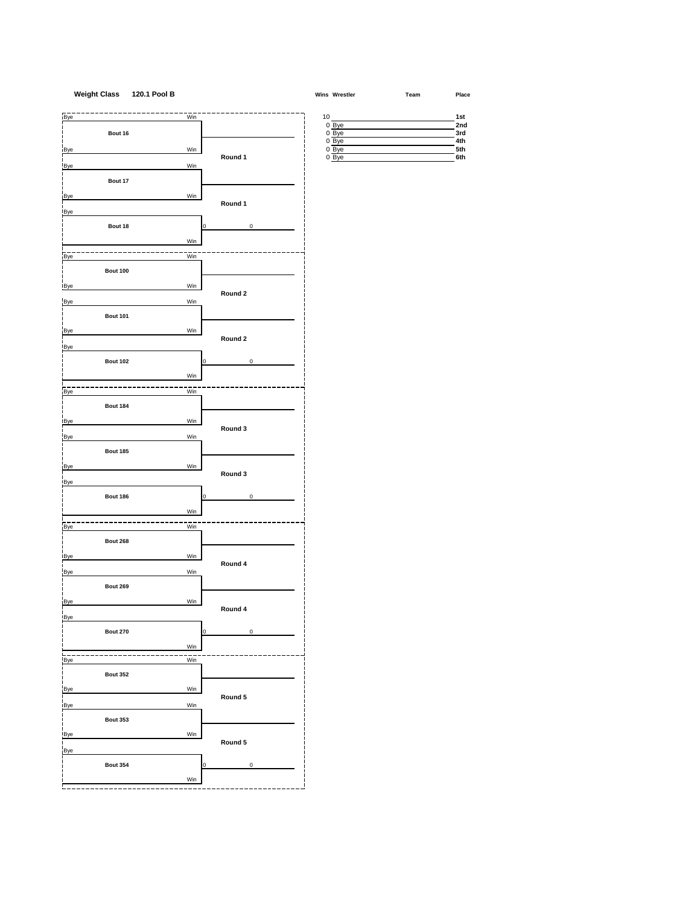**Weight Class** **120.1 Pool B**

| Wins | Wrestler | Team | Place |
|---|---|---|---|
| 10 | | | 1st |
| 0 | Bye | | 2nd |
| 0 | Bye | | 3rd |
| 0 | Bye | | 4th |
| 0 | Bye | | 5th |
| 0 | Bye | | 6th |

**Round 1**

| Bout | Wrestler | Wrestler | Result |
|---|---|---|---|
| Bout 16 | Bye | Bye | Win / Win |
| Bout 17 | Bye | Bye | Win / Win |
| Bout 18 | Bye | | 0 / 0 / Win |

**Round 2**

| Bout | Wrestler | Wrestler | Result |
|---|---|---|---|
| Bout 100 | Bye | Bye | Win / Win |
| Bout 101 | Bye | Bye | Win / Win |
| Bout 102 | Bye | | 0 / 0 / Win |

**Round 3**

| Bout | Wrestler | Wrestler | Result |
|---|---|---|---|
| Bout 184 | Bye | Bye | Win / Win |
| Bout 185 | Bye | Bye | Win / Win |
| Bout 186 | Bye | | 0 / 0 / Win |

**Round 4**

| Bout | Wrestler | Wrestler | Result |
|---|---|---|---|
| Bout 268 | Bye | Bye | Win / Win |
| Bout 269 | Bye | Bye | Win / Win |
| Bout 270 | Bye | | 0 / 0 / Win |

**Round 5**

| Bout | Wrestler | Wrestler | Result |
|---|---|---|---|
| Bout 352 | Bye | Bye | Win / Win |
| Bout 353 | Bye | Bye | Win / Win |
| Bout 354 | Bye | | 0 / 0 / Win |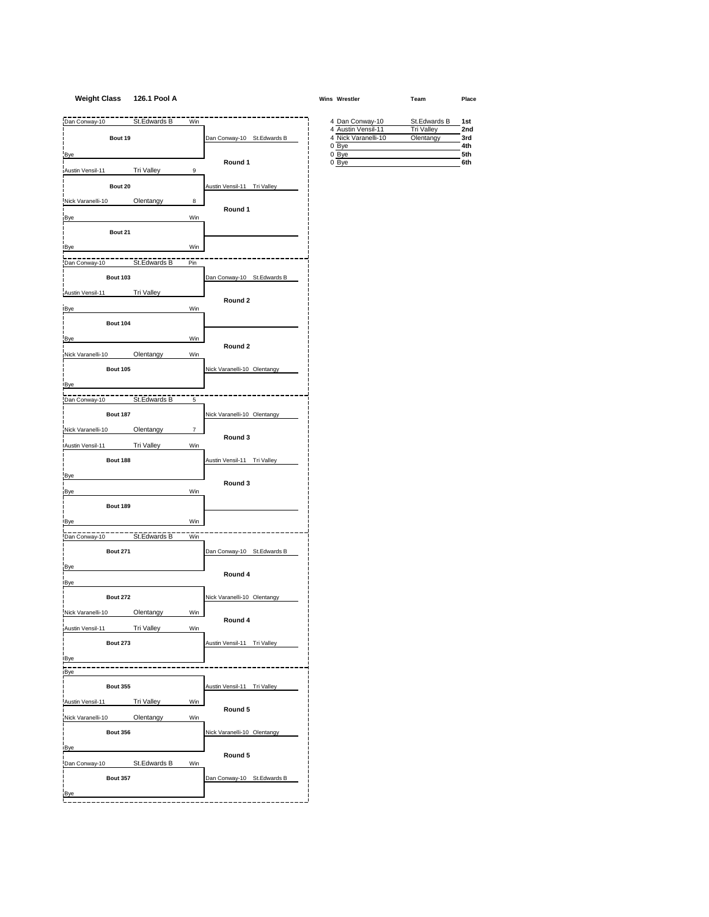**Weight Class** **126.1 Pool A**

| Wins | Wrestler | Team | Place |
|---|---|---|---|
| 4 | Dan Conway-10 | St.Edwards B | 1st |
| 4 | Austin Vensil-11 | Tri Valley | 2nd |
| 4 | Nick Varanelli-10 | Olentangy | 3rd |
| 0 | Bye | | 4th |
| 0 | Bye | | 5th |
| 0 | Bye | | 6th |

### Round 1

| Bout | Wrestler | Team | Result | Winner |
|---|---|---|---|---|
| **Bout 19** | Dan Conway-10 | St.Edwards B | Win | Dan Conway-10 St.Edwards B |
| | Bye | | | |
| **Bout 20** | Austin Vensil-11 | Tri Valley | 9 | Austin Vensil-11 Tri Valley |
| | Nick Varanelli-10 | Olentangy | 8 | |
| **Bout 21** | Bye | | Win | |
| | Bye | | Win | |

### Round 2

| Bout | Wrestler | Team | Result | Winner |
|---|---|---|---|---|
| **Bout 103** | Dan Conway-10 | St.Edwards B | Pin | Dan Conway-10 St.Edwards B |
| | Austin Vensil-11 | Tri Valley | | |
| **Bout 104** | Bye | | Win | |
| | Bye | | Win | |
| **Bout 105** | Nick Varanelli-10 | Olentangy | Win | Nick Varanelli-10 Olentangy |
| | Bye | | | |

### Round 3

| Bout | Wrestler | Team | Result | Winner |
|---|---|---|---|---|
| **Bout 187** | Dan Conway-10 | St.Edwards B | 5 | Nick Varanelli-10 Olentangy |
| | Nick Varanelli-10 | Olentangy | 7 | |
| **Bout 188** | Austin Vensil-11 | Tri Valley | Win | Austin Vensil-11 Tri Valley |
| | Bye | | | |
| **Bout 189** | Bye | | Win | |
| | Bye | | Win | |

### Round 4

| Bout | Wrestler | Team | Result | Winner |
|---|---|---|---|---|
| **Bout 271** | Dan Conway-10 | St.Edwards B | Win | Dan Conway-10 St.Edwards B |
| | Bye | | | |
| **Bout 272** | Bye | | | Nick Varanelli-10 Olentangy |
| | Nick Varanelli-10 | Olentangy | Win | |
| **Bout 273** | Austin Vensil-11 | Tri Valley | Win | Austin Vensil-11 Tri Valley |
| | Bye | | | |

### Round 5

| Bout | Wrestler | Team | Result | Winner |
|---|---|---|---|---|
| **Bout 355** | Bye | | | Austin Vensil-11 Tri Valley |
| | Austin Vensil-11 | Tri Valley | Win | |
| **Bout 356** | Nick Varanelli-10 | Olentangy | Win | Nick Varanelli-10 Olentangy |
| | Bye | | | |
| **Bout 357** | Dan Conway-10 | St.Edwards B | Win | Dan Conway-10 St.Edwards B |
| | Bye | | | |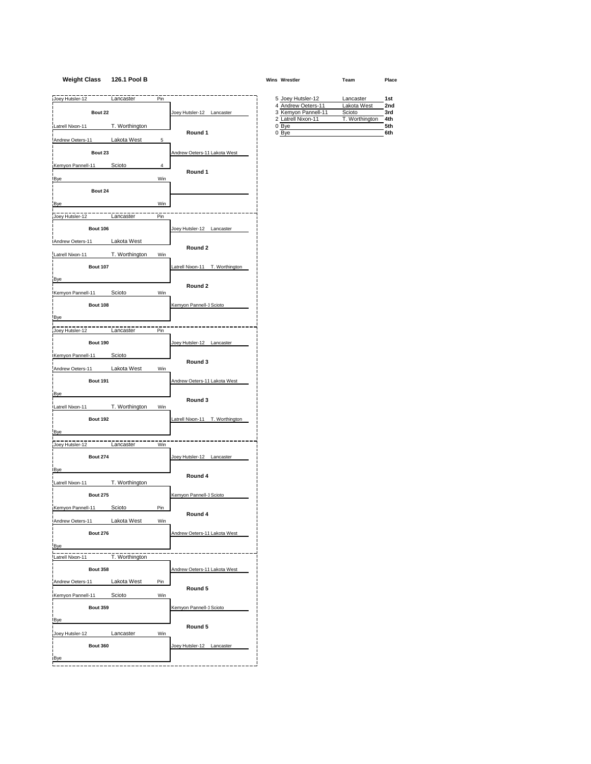**Weight Class 126.1 Pool B**

| Wins | Wrestler | Team | Place |
|---|---|---|---|
| 5 | Joey Hutsler-12 | Lancaster | 1st |
| 4 | Andrew Oeters-11 | Lakota West | 2nd |
| 3 | Kemyon Pannell-11 | Scioto | 3rd |
| 2 | Latrell Nixon-11 | T. Worthington | 4th |
| 0 | Bye | | 5th |
| 0 | Bye | | 6th |

### Round 1

**Bout 22**
- Joey Hutsler-12, Lancaster — Pin
- Latrell Nixon-11, T. Worthington
- Winner: Joey Hutsler-12, Lancaster

**Bout 23**
- Andrew Oeters-11, Lakota West — 5
- Kemyon Pannell-11, Scioto — 4
- Winner: Andrew Oeters-11, Lakota West

**Bout 24**
- Bye — Win
- Bye — Win

### Round 2

**Bout 106**
- Joey Hutsler-12, Lancaster — Pin
- Andrew Oeters-11, Lakota West
- Winner: Joey Hutsler-12, Lancaster

**Bout 107**
- Latrell Nixon-11, T. Worthington — Win
- Bye
- Winner: Latrell Nixon-11, T. Worthington

**Bout 108**
- Kemyon Pannell-11, Scioto — Win
- Bye
- Winner: Kemyon Pannell-1 Scioto

### Round 3

**Bout 190**
- Joey Hutsler-12, Lancaster — Pin
- Kemyon Pannell-11, Scioto
- Winner: Joey Hutsler-12, Lancaster

**Bout 191**
- Andrew Oeters-11, Lakota West — Win
- Bye
- Winner: Andrew Oeters-11, Lakota West

**Bout 192**
- Latrell Nixon-11, T. Worthington — Win
- Bye
- Winner: Latrell Nixon-11, T. Worthington

### Round 4

**Bout 274**
- Joey Hutsler-12, Lancaster — Win
- Bye
- Winner: Joey Hutsler-12, Lancaster

**Bout 275**
- Latrell Nixon-11, T. Worthington
- Kemyon Pannell-11, Scioto — Pin
- Winner: Kemyon Pannell-1 Scioto

**Bout 276**
- Andrew Oeters-11, Lakota West — Win
- Bye
- Winner: Andrew Oeters-11, Lakota West

### Round 5

**Bout 358**
- Latrell Nixon-11, T. Worthington
- Andrew Oeters-11, Lakota West — Pin
- Winner: Andrew Oeters-11, Lakota West

**Bout 359**
- Kemyon Pannell-11, Scioto — Win
- Bye
- Winner: Kemyon Pannell-1 Scioto

**Bout 360**
- Joey Hutsler-12, Lancaster — Win
- Bye
- Winner: Joey Hutsler-12, Lancaster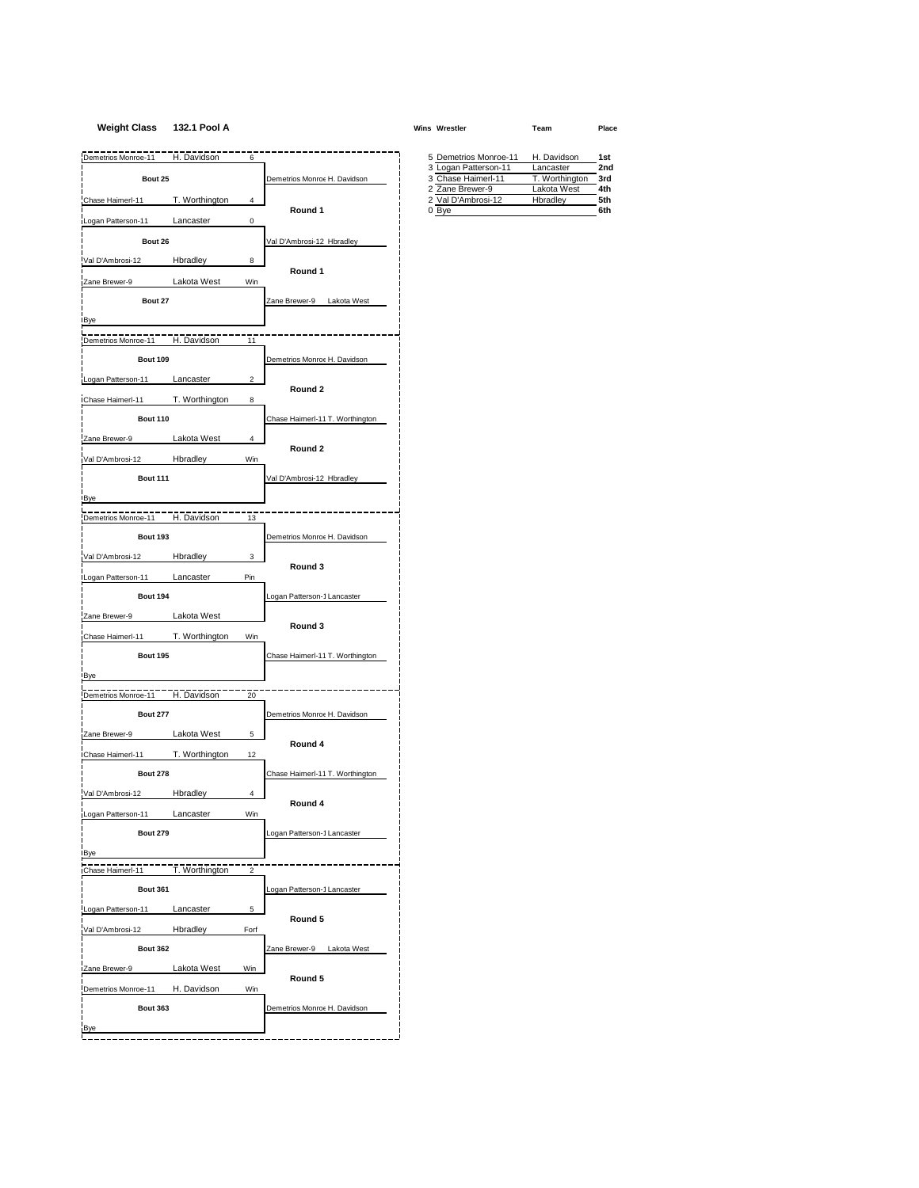**Weight Class** **132.1 Pool A**

| Wins | Wrestler | Team | Place |
|---|---|---|---|
| 5 | Demetrios Monroe-11 | H. Davidson | **1st** |
| 3 | Logan Patterson-11 | Lancaster | **2nd** |
| 3 | Chase Haimerl-11 | T. Worthington | **3rd** |
| 2 | Zane Brewer-9 | Lakota West | **4th** |
| 2 | Val D'Ambrosi-12 | Hbradley | **5th** |
| 0 | Bye | | **6th** |

### Round 1

| Bout | Wrestler | Team | Score | Winner |
|---|---|---|---|---|
| **Bout 25** | Demetrios Monroe-11 | H. Davidson | 6 | Demetrios Monroe H. Davidson |
| | Chase Haimerl-11 | T. Worthington | 4 | |
| **Bout 26** | Logan Patterson-11 | Lancaster | 0 | Val D'Ambrosi-12 Hbradley |
| | Val D'Ambrosi-12 | Hbradley | 8 | |
| **Bout 27** | Zane Brewer-9 | Lakota West | Win | Zane Brewer-9 Lakota West |
| | Bye | | | |

### Round 2

| Bout | Wrestler | Team | Score | Winner |
|---|---|---|---|---|
| **Bout 109** | Demetrios Monroe-11 | H. Davidson | 11 | Demetrios Monroe H. Davidson |
| | Logan Patterson-11 | Lancaster | 2 | |
| **Bout 110** | Chase Haimerl-11 | T. Worthington | 8 | Chase Haimerl-11 T. Worthington |
| | Zane Brewer-9 | Lakota West | 4 | |
| **Bout 111** | Val D'Ambrosi-12 | Hbradley | Win | Val D'Ambrosi-12 Hbradley |
| | Bye | | | |

### Round 3

| Bout | Wrestler | Team | Score | Winner |
|---|---|---|---|---|
| **Bout 193** | Demetrios Monroe-11 | H. Davidson | 13 | Demetrios Monroe H. Davidson |
| | Val D'Ambrosi-12 | Hbradley | 3 | |
| **Bout 194** | Logan Patterson-11 | Lancaster | Pin | Logan Patterson-1 Lancaster |
| | Zane Brewer-9 | Lakota West | | |
| **Bout 195** | Chase Haimerl-11 | T. Worthington | Win | Chase Haimerl-11 T. Worthington |
| | Bye | | | |

### Round 4

| Bout | Wrestler | Team | Score | Winner |
|---|---|---|---|---|
| **Bout 277** | Demetrios Monroe-11 | H. Davidson | 20 | Demetrios Monroe H. Davidson |
| | Zane Brewer-9 | Lakota West | 5 | |
| **Bout 278** | Chase Haimerl-11 | T. Worthington | 12 | Chase Haimerl-11 T. Worthington |
| | Val D'Ambrosi-12 | Hbradley | 4 | |
| **Bout 279** | Logan Patterson-11 | Lancaster | Win | Logan Patterson-1 Lancaster |
| | Bye | | | |

### Round 5

| Bout | Wrestler | Team | Score | Winner |
|---|---|---|---|---|
| **Bout 361** | Chase Haimerl-11 | T. Worthington | 2 | Logan Patterson-1 Lancaster |
| | Logan Patterson-11 | Lancaster | 5 | |
| **Bout 362** | Val D'Ambrosi-12 | Hbradley | Forf | Zane Brewer-9 Lakota West |
| | Zane Brewer-9 | Lakota West | Win | |
| **Bout 363** | Demetrios Monroe-11 | H. Davidson | Win | Demetrios Monroe H. Davidson |
| | Bye | | | |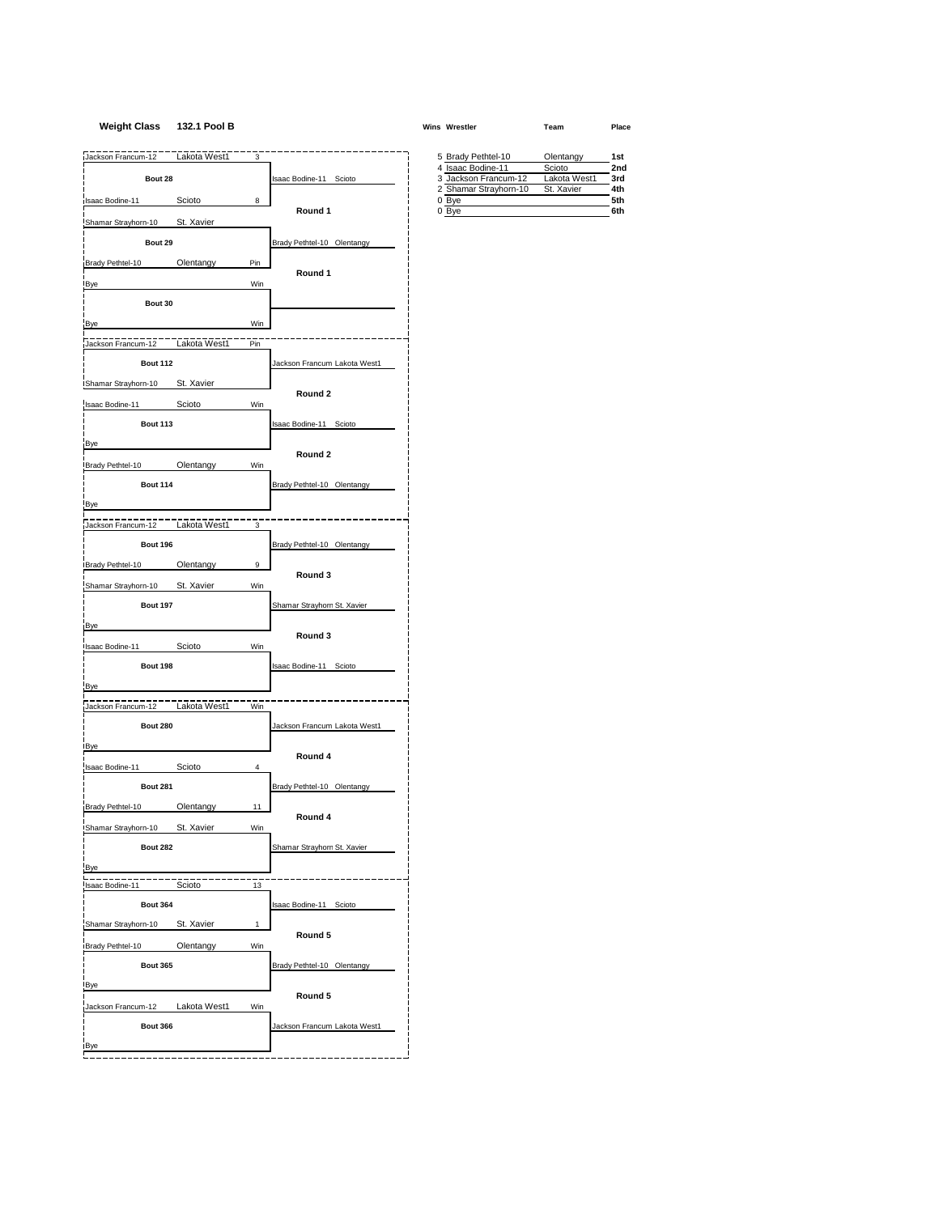**Weight Class 132.1 Pool B**

| Wins | Wrestler | Team | Place |
|---|---|---|---|
| 5 | Brady Pethtel-10 | Olentangy | 1st |
| 4 | Isaac Bodine-11 | Scioto | 2nd |
| 3 | Jackson Francum-12 | Lakota West1 | 3rd |
| 2 | Shamar Strayhorn-10 | St. Xavier | 4th |
| 0 | Bye | | 5th |
| 0 | Bye | | 6th |

### Round 1

| Bout | Wrestler | Team | Score | Winner |
|---|---|---|---|---|
| Bout 28 | Jackson Francum-12 | Lakota West1 | 3 | Isaac Bodine-11 Scioto |
| | Isaac Bodine-11 | Scioto | 8 | |
| Bout 29 | Shamar Strayhorn-10 | St. Xavier | | Brady Pethtel-10 Olentangy |
| | Brady Pethtel-10 | Olentangy | Pin | |
| Bout 30 | Bye | | Win | |
| | Bye | | Win | |

### Round 2

| Bout | Wrestler | Team | Score | Winner |
|---|---|---|---|---|
| Bout 112 | Jackson Francum-12 | Lakota West1 | Pin | Jackson Francum Lakota West1 |
| | Shamar Strayhorn-10 | St. Xavier | | |
| Bout 113 | Isaac Bodine-11 | Scioto | Win | Isaac Bodine-11 Scioto |
| | Bye | | | |
| Bout 114 | Brady Pethtel-10 | Olentangy | Win | Brady Pethtel-10 Olentangy |
| | Bye | | | |

### Round 3

| Bout | Wrestler | Team | Score | Winner |
|---|---|---|---|---|
| Bout 196 | Jackson Francum-12 | Lakota West1 | 3 | Brady Pethtel-10 Olentangy |
| | Brady Pethtel-10 | Olentangy | 9 | |
| Bout 197 | Shamar Strayhorn-10 | St. Xavier | Win | Shamar Strayhorn St. Xavier |
| | Bye | | | |
| Bout 198 | Isaac Bodine-11 | Scioto | Win | Isaac Bodine-11 Scioto |
| | Bye | | | |

### Round 4

| Bout | Wrestler | Team | Score | Winner |
|---|---|---|---|---|
| Bout 280 | Jackson Francum-12 | Lakota West1 | Win | Jackson Francum Lakota West1 |
| | Bye | | | |
| Bout 281 | Isaac Bodine-11 | Scioto | 4 | Brady Pethtel-10 Olentangy |
| | Brady Pethtel-10 | Olentangy | 11 | |
| Bout 282 | Shamar Strayhorn-10 | St. Xavier | Win | Shamar Strayhorn St. Xavier |
| | Bye | | | |

### Round 5

| Bout | Wrestler | Team | Score | Winner |
|---|---|---|---|---|
| Bout 364 | Isaac Bodine-11 | Scioto | 13 | Isaac Bodine-11 Scioto |
| | Shamar Strayhorn-10 | St. Xavier | 1 | |
| Bout 365 | Brady Pethtel-10 | Olentangy | Win | Brady Pethtel-10 Olentangy |
| | Bye | | | |
| Bout 366 | Jackson Francum-12 | Lakota West1 | Win | Jackson Francum Lakota West1 |
| | Bye | | | |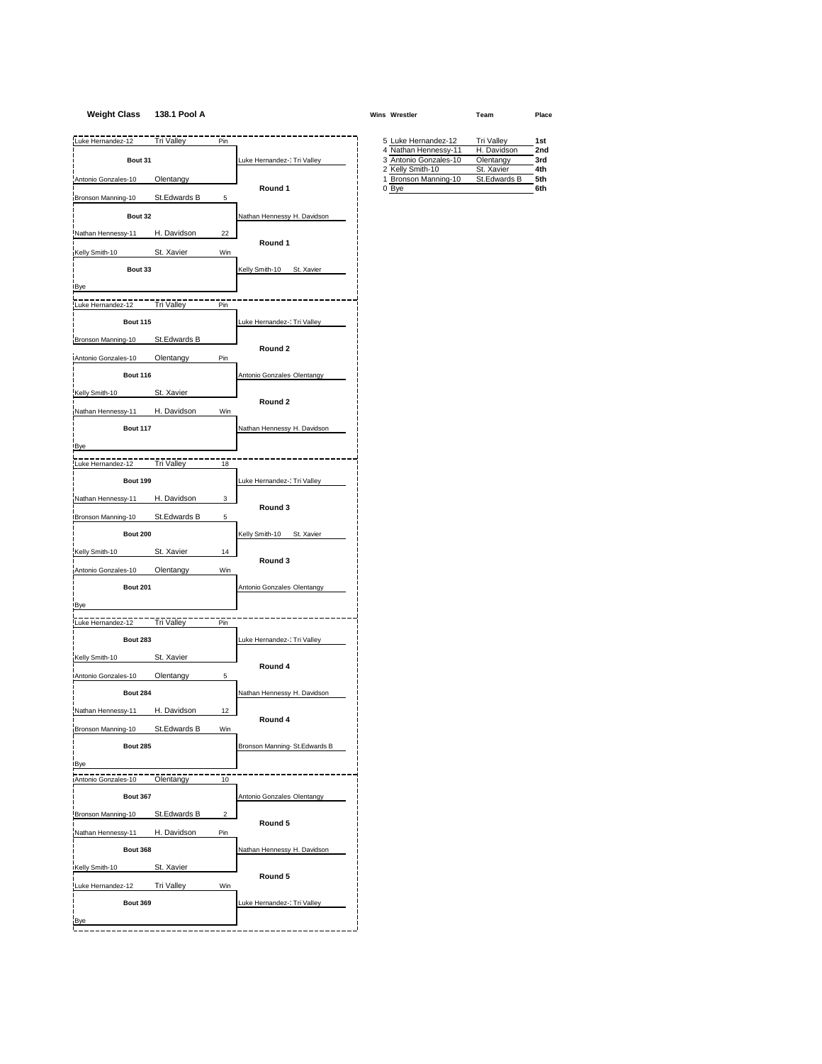**Weight Class 138.1 Pool A**

| Wins | Wrestler | Team | Place |
|---|---|---|---|
| 5 | Luke Hernandez-12 | Tri Valley | 1st |
| 4 | Nathan Hennessy-11 | H. Davidson | 2nd |
| 3 | Antonio Gonzales-10 | Olentangy | 3rd |
| 2 | Kelly Smith-10 | St. Xavier | 4th |
| 1 | Bronson Manning-10 | St.Edwards B | 5th |
| 0 | Bye | | 6th |

### Round 1

| Bout | Wrestler | Team | Result | Winner |
|---|---|---|---|---|
| Bout 31 | Luke Hernandez-12 | Tri Valley | Pin | Luke Hernandez-1 Tri Valley |
| | Antonio Gonzales-10 | Olentangy | | |
| Bout 32 | Bronson Manning-10 | St.Edwards B | 5 | Nathan Hennessy H. Davidson |
| | Nathan Hennessy-11 | H. Davidson | 22 | |
| Bout 33 | Kelly Smith-10 | St. Xavier | Win | Kelly Smith-10 St. Xavier |
| | Bye | | | |

### Round 2

| Bout | Wrestler | Team | Result | Winner |
|---|---|---|---|---|
| Bout 115 | Luke Hernandez-12 | Tri Valley | Pin | Luke Hernandez-1 Tri Valley |
| | Bronson Manning-10 | St.Edwards B | | |
| Bout 116 | Antonio Gonzales-10 | Olentangy | Pin | Antonio Gonzales Olentangy |
| | Kelly Smith-10 | St. Xavier | | |
| Bout 117 | Nathan Hennessy-11 | H. Davidson | Win | Nathan Hennessy H. Davidson |
| | Bye | | | |

### Round 3

| Bout | Wrestler | Team | Result | Winner |
|---|---|---|---|---|
| Bout 199 | Luke Hernandez-12 | Tri Valley | 18 | Luke Hernandez-1 Tri Valley |
| | Nathan Hennessy-11 | H. Davidson | 3 | |
| Bout 200 | Bronson Manning-10 | St.Edwards B | 5 | Kelly Smith-10 St. Xavier |
| | Kelly Smith-10 | St. Xavier | 14 | |
| Bout 201 | Antonio Gonzales-10 | Olentangy | Win | Antonio Gonzales Olentangy |
| | Bye | | | |

### Round 4

| Bout | Wrestler | Team | Result | Winner |
|---|---|---|---|---|
| Bout 283 | Luke Hernandez-12 | Tri Valley | Pin | Luke Hernandez-1 Tri Valley |
| | Kelly Smith-10 | St. Xavier | | |
| Bout 284 | Antonio Gonzales-10 | Olentangy | 5 | Nathan Hennessy H. Davidson |
| | Nathan Hennessy-11 | H. Davidson | 12 | |
| Bout 285 | Bronson Manning-10 | St.Edwards B | Win | Bronson Manning St.Edwards B |
| | Bye | | | |

### Round 5

| Bout | Wrestler | Team | Result | Winner |
|---|---|---|---|---|
| Bout 367 | Antonio Gonzales-10 | Olentangy | 10 | Antonio Gonzales Olentangy |
| | Bronson Manning-10 | St.Edwards B | 2 | |
| Bout 368 | Nathan Hennessy-11 | H. Davidson | Pin | Nathan Hennessy H. Davidson |
| | Kelly Smith-10 | St. Xavier | | |
| Bout 369 | Luke Hernandez-12 | Tri Valley | Win | Luke Hernandez-1 Tri Valley |
| | Bye | | | |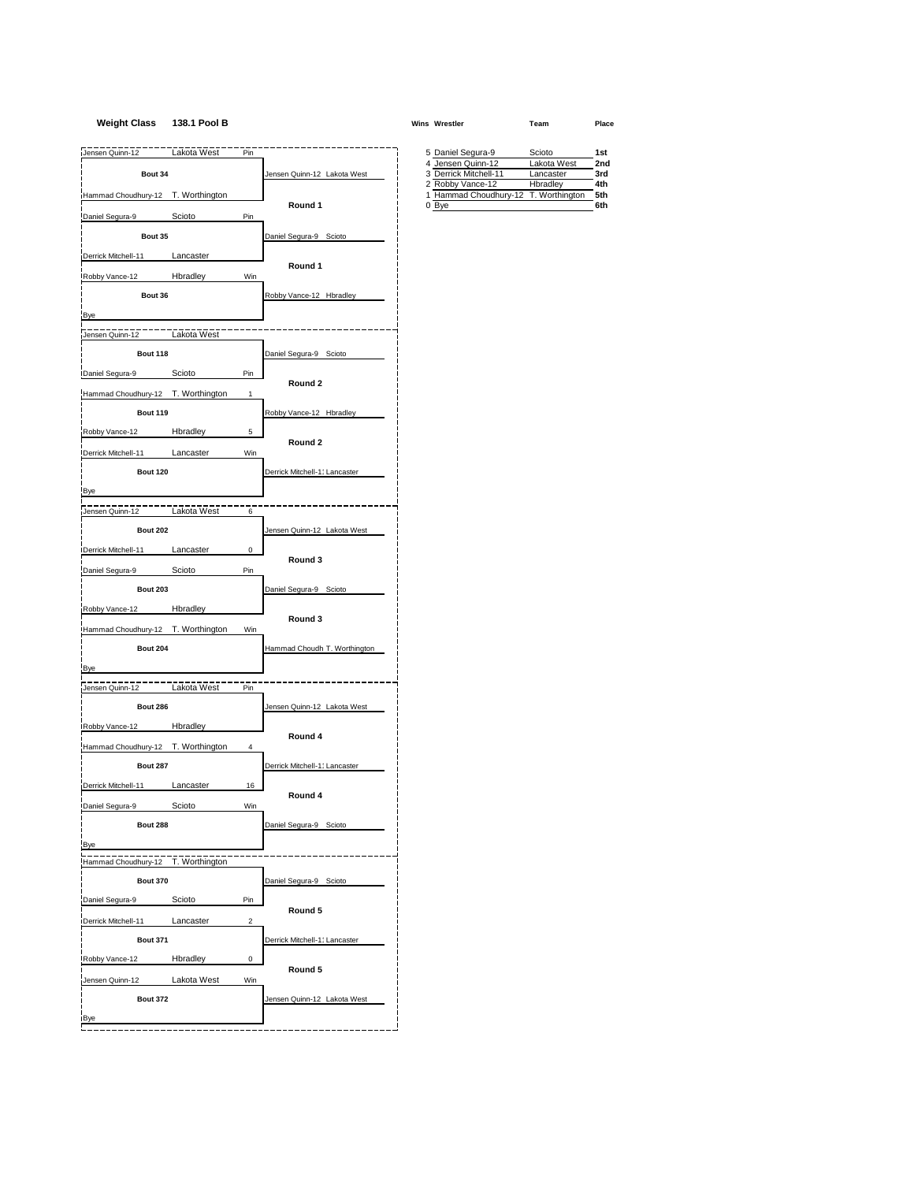**Weight Class** **138.1 Pool B**

| Wins | Wrestler | Team | Place |
|---|---|---|---|
| 5 | Daniel Segura-9 | Scioto | 1st |
| 4 | Jensen Quinn-12 | Lakota West | 2nd |
| 3 | Derrick Mitchell-11 | Lancaster | 3rd |
| 2 | Robby Vance-12 | Hbradley | 4th |
| 1 | Hammad Choudhury-12 | T. Worthington | 5th |
| 0 | Bye | | 6th |

### Round 1

| Bout | Wrestler | Team | Result | Winner |
|---|---|---|---|---|
| Bout 34 | Jensen Quinn-12 | Lakota West | Pin | Jensen Quinn-12 Lakota West |
| | Hammad Choudhury-12 | T. Worthington | | |
| Bout 35 | Daniel Segura-9 | Scioto | Pin | Daniel Segura-9 Scioto |
| | Derrick Mitchell-11 | Lancaster | | |
| Bout 36 | Robby Vance-12 | Hbradley | Win | Robby Vance-12 Hbradley |
| | Bye | | | |

### Round 2

| Bout | Wrestler | Team | Result | Winner |
|---|---|---|---|---|
| Bout 118 | Jensen Quinn-12 | Lakota West | | Daniel Segura-9 Scioto |
| | Daniel Segura-9 | Scioto | Pin | |
| Bout 119 | Hammad Choudhury-12 | T. Worthington | 1 | Robby Vance-12 Hbradley |
| | Robby Vance-12 | Hbradley | 5 | |
| Bout 120 | Derrick Mitchell-11 | Lancaster | Win | Derrick Mitchell-11 Lancaster |
| | Bye | | | |

### Round 3

| Bout | Wrestler | Team | Result | Winner |
|---|---|---|---|---|
| Bout 202 | Jensen Quinn-12 | Lakota West | 6 | Jensen Quinn-12 Lakota West |
| | Derrick Mitchell-11 | Lancaster | 0 | |
| Bout 203 | Daniel Segura-9 | Scioto | Pin | Daniel Segura-9 Scioto |
| | Robby Vance-12 | Hbradley | | |
| Bout 204 | Hammad Choudhury-12 | T. Worthington | Win | Hammad Choudh T. Worthington |
| | Bye | | | |

### Round 4

| Bout | Wrestler | Team | Result | Winner |
|---|---|---|---|---|
| Bout 286 | Jensen Quinn-12 | Lakota West | Pin | Jensen Quinn-12 Lakota West |
| | Robby Vance-12 | Hbradley | | |
| Bout 287 | Hammad Choudhury-12 | T. Worthington | 4 | Derrick Mitchell-11 Lancaster |
| | Derrick Mitchell-11 | Lancaster | 16 | |
| Bout 288 | Daniel Segura-9 | Scioto | Win | Daniel Segura-9 Scioto |
| | Bye | | | |

### Round 5

| Bout | Wrestler | Team | Result | Winner |
|---|---|---|---|---|
| Bout 370 | Hammad Choudhury-12 | T. Worthington | | Daniel Segura-9 Scioto |
| | Daniel Segura-9 | Scioto | Pin | |
| Bout 371 | Derrick Mitchell-11 | Lancaster | 2 | Derrick Mitchell-11 Lancaster |
| | Robby Vance-12 | Hbradley | 0 | |
| Bout 372 | Jensen Quinn-12 | Lakota West | Win | Jensen Quinn-12 Lakota West |
| | Bye | | | |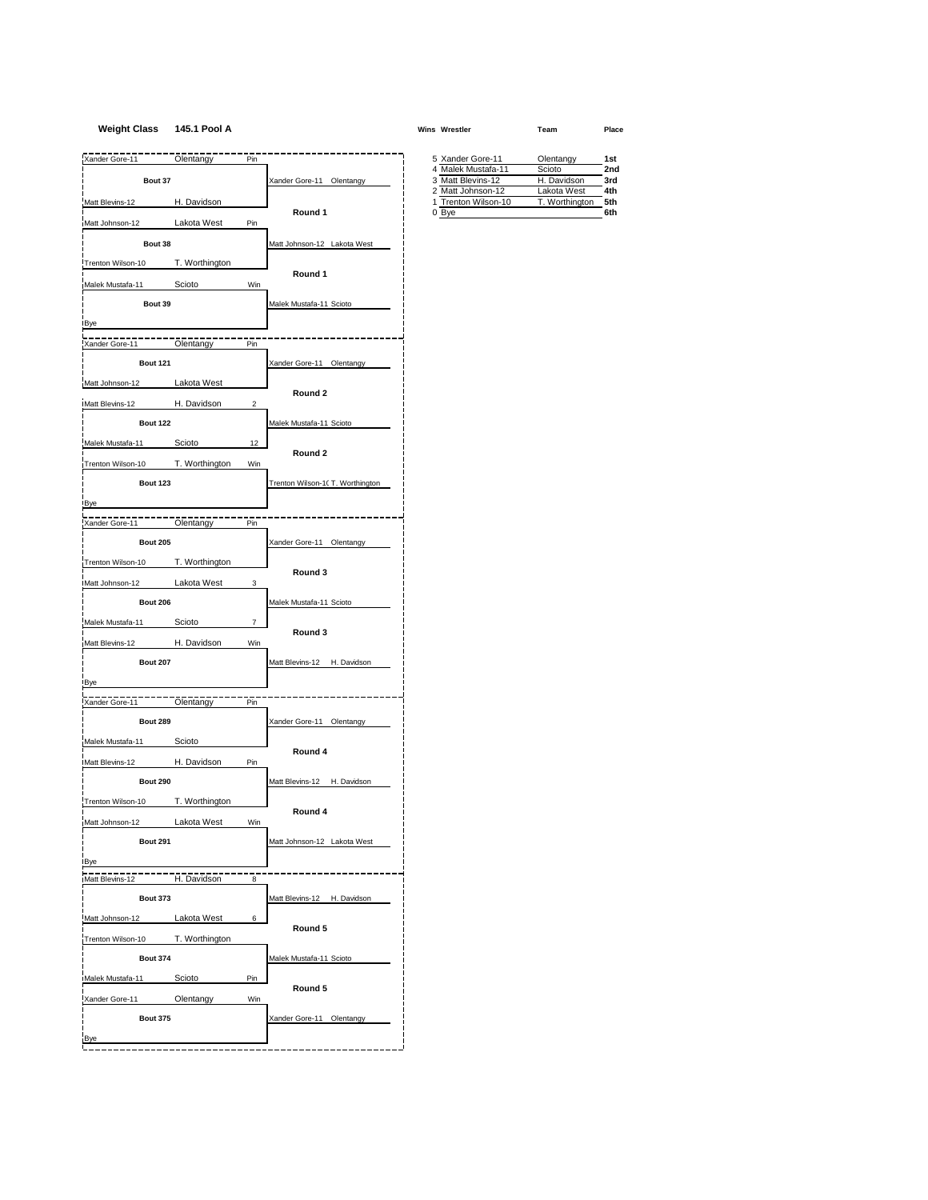**Weight Class 145.1 Pool A**

| Wins | Wrestler | Team | Place |
|---|---|---|---|
| 5 | Xander Gore-11 | Olentangy | 1st |
| 4 | Malek Mustafa-11 | Scioto | 2nd |
| 3 | Matt Blevins-12 | H. Davidson | 3rd |
| 2 | Matt Johnson-12 | Lakota West | 4th |
| 1 | Trenton Wilson-10 | T. Worthington | 5th |
| 0 | Bye | | 6th |

### Round 1

| Bout | Wrestler | Team | Result | Winner |
|---|---|---|---|---|
| Bout 37 | Xander Gore-11 | Olentangy | Pin | Xander Gore-11 Olentangy |
| | Matt Blevins-12 | H. Davidson | | |
| Bout 38 | Matt Johnson-12 | Lakota West | Pin | Matt Johnson-12 Lakota West |
| | Trenton Wilson-10 | T. Worthington | | |
| Bout 39 | Malek Mustafa-11 | Scioto | Win | Malek Mustafa-11 Scioto |
| | Bye | | | |

### Round 2

| Bout | Wrestler | Team | Result | Winner |
|---|---|---|---|---|
| Bout 121 | Xander Gore-11 | Olentangy | Pin | Xander Gore-11 Olentangy |
| | Matt Johnson-12 | Lakota West | | |
| Bout 122 | Matt Blevins-12 | H. Davidson | 2 | Malek Mustafa-11 Scioto |
| | Malek Mustafa-11 | Scioto | 12 | |
| Bout 123 | Trenton Wilson-10 | T. Worthington | Win | Trenton Wilson-10 T. Worthington |
| | Bye | | | |

### Round 3

| Bout | Wrestler | Team | Result | Winner |
|---|---|---|---|---|
| Bout 205 | Xander Gore-11 | Olentangy | Pin | Xander Gore-11 Olentangy |
| | Trenton Wilson-10 | T. Worthington | | |
| Bout 206 | Matt Johnson-12 | Lakota West | 3 | Malek Mustafa-11 Scioto |
| | Malek Mustafa-11 | Scioto | 7 | |
| Bout 207 | Matt Blevins-12 | H. Davidson | Win | Matt Blevins-12 H. Davidson |
| | Bye | | | |

### Round 4

| Bout | Wrestler | Team | Result | Winner |
|---|---|---|---|---|
| Bout 289 | Xander Gore-11 | Olentangy | Pin | Xander Gore-11 Olentangy |
| | Malek Mustafa-11 | Scioto | | |
| Bout 290 | Matt Blevins-12 | H. Davidson | Pin | Matt Blevins-12 H. Davidson |
| | Trenton Wilson-10 | T. Worthington | | |
| Bout 291 | Matt Johnson-12 | Lakota West | Win | Matt Johnson-12 Lakota West |
| | Bye | | | |

### Round 5

| Bout | Wrestler | Team | Result | Winner |
|---|---|---|---|---|
| Bout 373 | Matt Blevins-12 | H. Davidson | 8 | Matt Blevins-12 H. Davidson |
| | Matt Johnson-12 | Lakota West | 6 | |
| Bout 374 | Trenton Wilson-10 | T. Worthington | | Malek Mustafa-11 Scioto |
| | Malek Mustafa-11 | Scioto | Pin | |
| Bout 375 | Xander Gore-11 | Olentangy | Win | Xander Gore-11 Olentangy |
| | Bye | | | |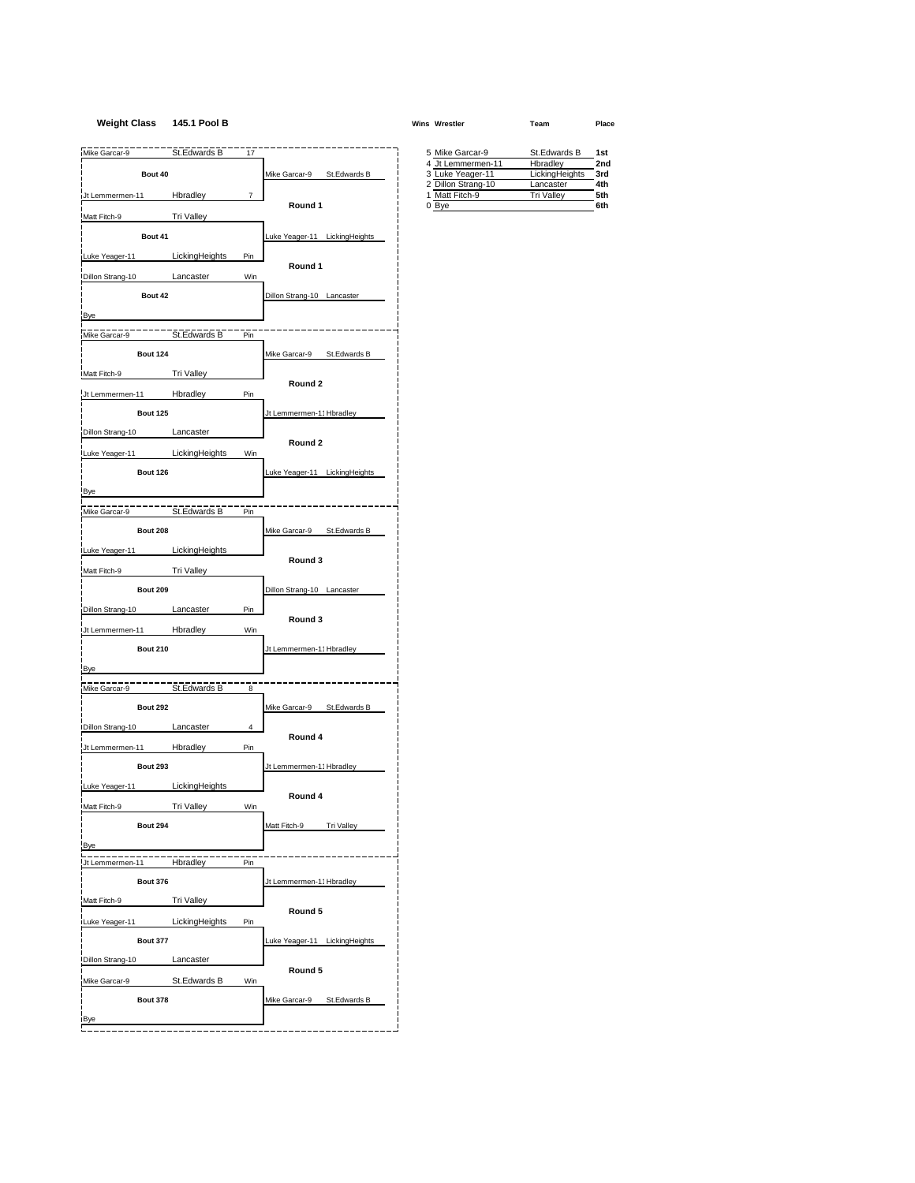**Weight Class 145.1 Pool B**

| Wins | Wrestler | Team | Place |
|---|---|---|---|
| 5 | Mike Garcar-9 | St.Edwards B | 1st |
| 4 | Jt Lemmermen-11 | Hbradley | 2nd |
| 3 | Luke Yeager-11 | LickingHeights | 3rd |
| 2 | Dillon Strang-10 | Lancaster | 4th |
| 1 | Matt Fitch-9 | Tri Valley | 5th |
| 0 | Bye | | 6th |

### Round 1

| Bout | Wrestler | Team | Result | Winner |
|---|---|---|---|---|
| Bout 40 | Mike Garcar-9 | St.Edwards B | 17 | Mike Garcar-9 St.Edwards B |
| | Jt Lemmermen-11 | Hbradley | 7 | |
| Bout 41 | Matt Fitch-9 | Tri Valley | | Luke Yeager-11 LickingHeights |
| | Luke Yeager-11 | LickingHeights | Pin | |
| Bout 42 | Dillon Strang-10 | Lancaster | Win | Dillon Strang-10 Lancaster |
| | Bye | | | |

### Round 2

| Bout | Wrestler | Team | Result | Winner |
|---|---|---|---|---|
| Bout 124 | Mike Garcar-9 | St.Edwards B | Pin | Mike Garcar-9 St.Edwards B |
| | Matt Fitch-9 | Tri Valley | | |
| Bout 125 | Jt Lemmermen-11 | Hbradley | Pin | Jt Lemmermen-11 Hbradley |
| | Dillon Strang-10 | Lancaster | | |
| Bout 126 | Luke Yeager-11 | LickingHeights | Win | Luke Yeager-11 LickingHeights |
| | Bye | | | |

### Round 3

| Bout | Wrestler | Team | Result | Winner |
|---|---|---|---|---|
| Bout 208 | Mike Garcar-9 | St.Edwards B | Pin | Mike Garcar-9 St.Edwards B |
| | Luke Yeager-11 | LickingHeights | | |
| Bout 209 | Matt Fitch-9 | Tri Valley | | Dillon Strang-10 Lancaster |
| | Dillon Strang-10 | Lancaster | Pin | |
| Bout 210 | Jt Lemmermen-11 | Hbradley | Win | Jt Lemmermen-11 Hbradley |
| | Bye | | | |

### Round 4

| Bout | Wrestler | Team | Result | Winner |
|---|---|---|---|---|
| Bout 292 | Mike Garcar-9 | St.Edwards B | 8 | Mike Garcar-9 St.Edwards B |
| | Dillon Strang-10 | Lancaster | 4 | |
| Bout 293 | Jt Lemmermen-11 | Hbradley | Pin | Jt Lemmermen-11 Hbradley |
| | Luke Yeager-11 | LickingHeights | | |
| Bout 294 | Matt Fitch-9 | Tri Valley | Win | Matt Fitch-9 Tri Valley |
| | Bye | | | |

### Round 5

| Bout | Wrestler | Team | Result | Winner |
|---|---|---|---|---|
| Bout 376 | Jt Lemmermen-11 | Hbradley | Pin | Jt Lemmermen-11 Hbradley |
| | Matt Fitch-9 | Tri Valley | | |
| Bout 377 | Luke Yeager-11 | LickingHeights | Pin | Luke Yeager-11 LickingHeights |
| | Dillon Strang-10 | Lancaster | | |
| Bout 378 | Mike Garcar-9 | St.Edwards B | Win | Mike Garcar-9 St.Edwards B |
| | Bye | | | |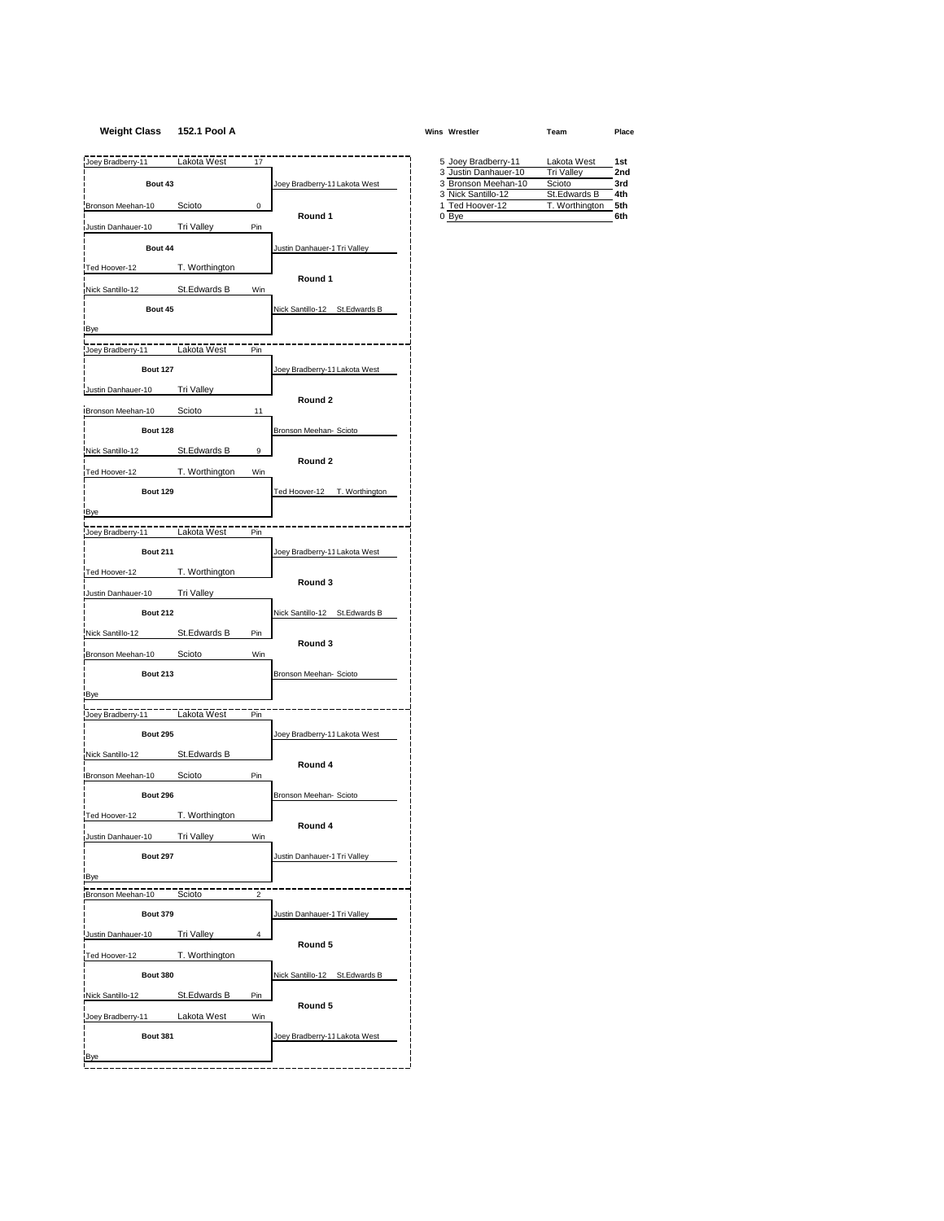**Weight Class** **152.1 Pool A**

| Wins | Wrestler | Team | Place |
|---|---|---|---|
| 5 | Joey Bradberry-11 | Lakota West | 1st |
| 3 | Justin Danhauer-10 | Tri Valley | 2nd |
| 3 | Bronson Meehan-10 | Scioto | 3rd |
| 3 | Nick Santillo-12 | St.Edwards B | 4th |
| 1 | Ted Hoover-12 | T. Worthington | 5th |
| 0 | Bye | | 6th |

## Round 1

| Bout | Wrestler | Team | Result | Winner |
|---|---|---|---|---|
| Bout 43 | Joey Bradberry-11 | Lakota West | 17 | Joey Bradberry-11 Lakota West |
| | Bronson Meehan-10 | Scioto | 0 | |
| Bout 44 | Justin Danhauer-10 | Tri Valley | Pin | Justin Danhauer-1 Tri Valley |
| | Ted Hoover-12 | T. Worthington | | |
| Bout 45 | Nick Santillo-12 | St.Edwards B | Win | Nick Santillo-12 St.Edwards B |
| | Bye | | | |

## Round 2

| Bout | Wrestler | Team | Result | Winner |
|---|---|---|---|---|
| Bout 127 | Joey Bradberry-11 | Lakota West | Pin | Joey Bradberry-11 Lakota West |
| | Justin Danhauer-10 | Tri Valley | | |
| Bout 128 | Bronson Meehan-10 | Scioto | 11 | Bronson Meehan- Scioto |
| | Nick Santillo-12 | St.Edwards B | 9 | |
| Bout 129 | Ted Hoover-12 | T. Worthington | Win | Ted Hoover-12 T. Worthington |
| | Bye | | | |

## Round 3

| Bout | Wrestler | Team | Result | Winner |
|---|---|---|---|---|
| Bout 211 | Joey Bradberry-11 | Lakota West | Pin | Joey Bradberry-11 Lakota West |
| | Ted Hoover-12 | T. Worthington | | |
| Bout 212 | Justin Danhauer-10 | Tri Valley | | Nick Santillo-12 St.Edwards B |
| | Nick Santillo-12 | St.Edwards B | Pin | |
| Bout 213 | Bronson Meehan-10 | Scioto | Win | Bronson Meehan- Scioto |
| | Bye | | | |

## Round 4

| Bout | Wrestler | Team | Result | Winner |
|---|---|---|---|---|
| Bout 295 | Joey Bradberry-11 | Lakota West | Pin | Joey Bradberry-11 Lakota West |
| | Nick Santillo-12 | St.Edwards B | | |
| Bout 296 | Bronson Meehan-10 | Scioto | Pin | Bronson Meehan- Scioto |
| | Ted Hoover-12 | T. Worthington | | |
| Bout 297 | Justin Danhauer-10 | Tri Valley | Win | Justin Danhauer-1 Tri Valley |
| | Bye | | | |

## Round 5

| Bout | Wrestler | Team | Result | Winner |
|---|---|---|---|---|
| Bout 379 | Bronson Meehan-10 | Scioto | 2 | Justin Danhauer-1 Tri Valley |
| | Justin Danhauer-10 | Tri Valley | 4 | |
| Bout 380 | Ted Hoover-12 | T. Worthington | | Nick Santillo-12 St.Edwards B |
| | Nick Santillo-12 | St.Edwards B | Pin | |
| Bout 381 | Joey Bradberry-11 | Lakota West | Win | Joey Bradberry-11 Lakota West |
| | Bye | | | |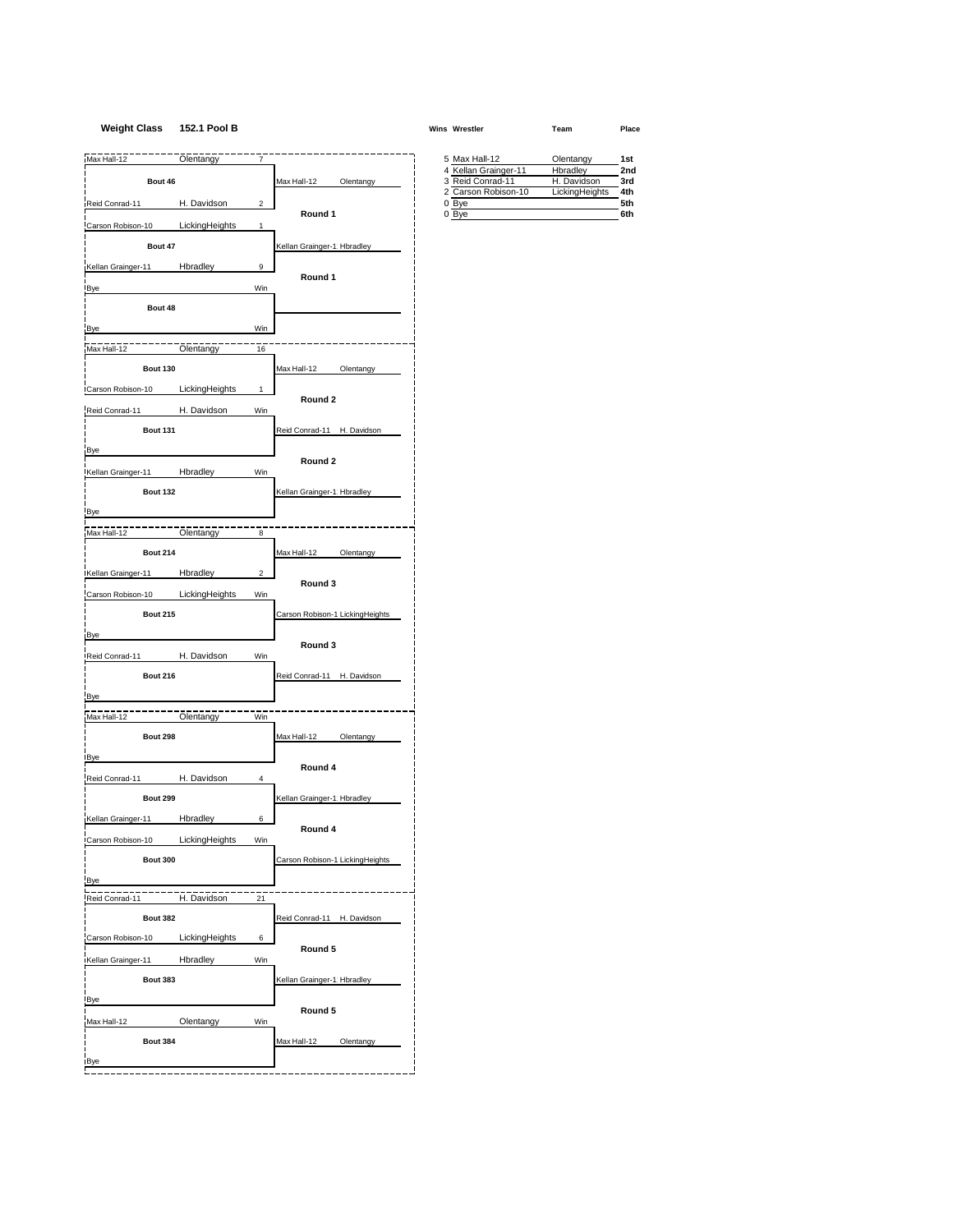**Weight Class** **152.1 Pool B**

| Wins | Wrestler | Team | Place |
|---|---|---|---|
| 5 | Max Hall-12 | Olentangy | 1st |
| 4 | Kellan Grainger-11 | Hbradley | 2nd |
| 3 | Reid Conrad-11 | H. Davidson | 3rd |
| 2 | Carson Robison-10 | LickingHeights | 4th |
| 0 | Bye | | 5th |
| 0 | Bye | | 6th |

### Round 1

| Bout | Wrestler 1 | Team 1 | Score 1 | Wrestler 2 | Team 2 | Score 2 | Winner |
|---|---|---|---|---|---|---|---|
| Bout 46 | Max Hall-12 | Olentangy | 7 | Reid Conrad-11 | H. Davidson | 2 | Max Hall-12 Olentangy |
| Bout 47 | Carson Robison-10 | LickingHeights | 1 | Kellan Grainger-11 | Hbradley | 9 | Kellan Grainger-1 Hbradley |
| Bout 48 | Bye | | Win | Bye | | Win | |

### Round 2

| Bout | Wrestler 1 | Team 1 | Score 1 | Wrestler 2 | Team 2 | Score 2 | Winner |
|---|---|---|---|---|---|---|---|
| Bout 130 | Max Hall-12 | Olentangy | 16 | Carson Robison-10 | LickingHeights | 1 | Max Hall-12 Olentangy |
| Bout 131 | Reid Conrad-11 | H. Davidson | Win | Bye | | | Reid Conrad-11 H. Davidson |
| Bout 132 | Kellan Grainger-11 | Hbradley | Win | Bye | | | Kellan Grainger-1 Hbradley |

### Round 3

| Bout | Wrestler 1 | Team 1 | Score 1 | Wrestler 2 | Team 2 | Score 2 | Winner |
|---|---|---|---|---|---|---|---|
| Bout 214 | Max Hall-12 | Olentangy | 8 | Kellan Grainger-11 | Hbradley | 2 | Max Hall-12 Olentangy |
| Bout 215 | Carson Robison-10 | LickingHeights | Win | Bye | | | Carson Robison-1 LickingHeights |
| Bout 216 | Reid Conrad-11 | H. Davidson | Win | Bye | | | Reid Conrad-11 H. Davidson |

### Round 4

| Bout | Wrestler 1 | Team 1 | Score 1 | Wrestler 2 | Team 2 | Score 2 | Winner |
|---|---|---|---|---|---|---|---|
| Bout 298 | Max Hall-12 | Olentangy | Win | Bye | | | Max Hall-12 Olentangy |
| Bout 299 | Reid Conrad-11 | H. Davidson | 4 | Kellan Grainger-11 | Hbradley | 6 | Kellan Grainger-1 Hbradley |
| Bout 300 | Carson Robison-10 | LickingHeights | Win | Bye | | | Carson Robison-1 LickingHeights |

### Round 5

| Bout | Wrestler 1 | Team 1 | Score 1 | Wrestler 2 | Team 2 | Score 2 | Winner |
|---|---|---|---|---|---|---|---|
| Bout 382 | Reid Conrad-11 | H. Davidson | 21 | Carson Robison-10 | LickingHeights | 6 | Reid Conrad-11 H. Davidson |
| Bout 383 | Kellan Grainger-11 | Hbradley | Win | Bye | | | Kellan Grainger-1 Hbradley |
| Bout 384 | Max Hall-12 | Olentangy | Win | Bye | | | Max Hall-12 Olentangy |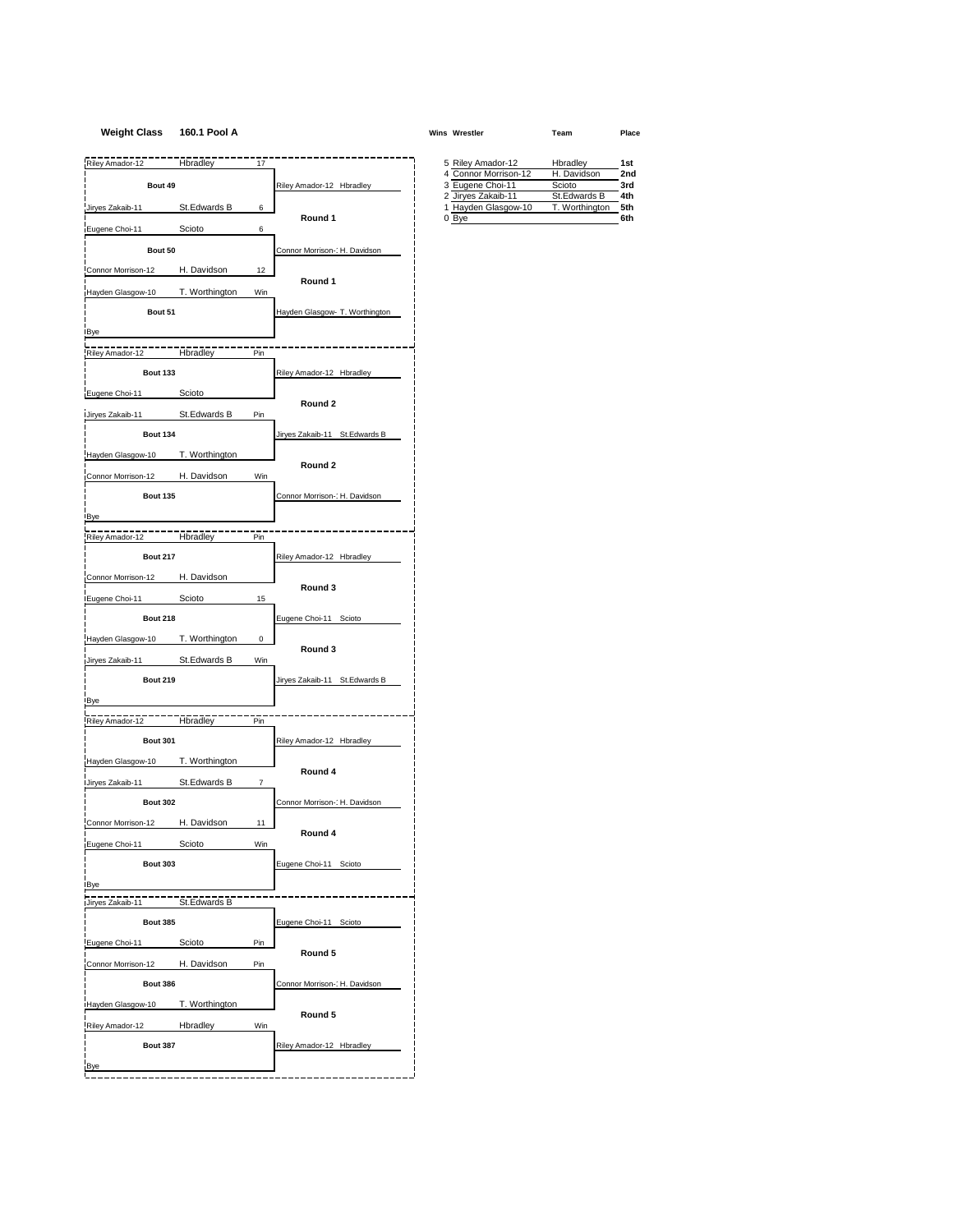**Weight Class** **160.1 Pool A**

| Wins | Wrestler | Team | Place |
|---|---|---|---|
| 5 | Riley Amador-12 | Hbradley | 1st |
| 4 | Connor Morrison-12 | H. Davidson | 2nd |
| 3 | Eugene Choi-11 | Scioto | 3rd |
| 2 | Jiryes Zakaib-11 | St.Edwards B | 4th |
| 1 | Hayden Glasgow-10 | T. Worthington | 5th |
| 0 | Bye | | 6th |

### Round 1

| Bout | Wrestler | Team | Score | Winner |
|---|---|---|---|---|
| Bout 49 | Riley Amador-12 | Hbradley | 17 | Riley Amador-12 Hbradley |
| | Jiryes Zakaib-11 | St.Edwards B | 6 | |
| Bout 50 | Eugene Choi-11 | Scioto | 6 | Connor Morrison-: H. Davidson |
| | Connor Morrison-12 | H. Davidson | 12 | |
| Bout 51 | Hayden Glasgow-10 | T. Worthington | Win | Hayden Glasgow- T. Worthington |
| | Bye | | | |

### Round 2

| Bout | Wrestler | Team | Score | Winner |
|---|---|---|---|---|
| Bout 133 | Riley Amador-12 | Hbradley | Pin | Riley Amador-12 Hbradley |
| | Eugene Choi-11 | Scioto | | |
| Bout 134 | Jiryes Zakaib-11 | St.Edwards B | Pin | Jiryes Zakaib-11 St.Edwards B |
| | Hayden Glasgow-10 | T. Worthington | | |
| Bout 135 | Connor Morrison-12 | H. Davidson | Win | Connor Morrison-: H. Davidson |
| | Bye | | | |

### Round 3

| Bout | Wrestler | Team | Score | Winner |
|---|---|---|---|---|
| Bout 217 | Riley Amador-12 | Hbradley | Pin | Riley Amador-12 Hbradley |
| | Connor Morrison-12 | H. Davidson | | |
| Bout 218 | Eugene Choi-11 | Scioto | 15 | Eugene Choi-11 Scioto |
| | Hayden Glasgow-10 | T. Worthington | 0 | |
| Bout 219 | Jiryes Zakaib-11 | St.Edwards B | Win | Jiryes Zakaib-11 St.Edwards B |
| | Bye | | | |

### Round 4

| Bout | Wrestler | Team | Score | Winner |
|---|---|---|---|---|
| Bout 301 | Riley Amador-12 | Hbradley | Pin | Riley Amador-12 Hbradley |
| | Hayden Glasgow-10 | T. Worthington | | |
| Bout 302 | Jiryes Zakaib-11 | St.Edwards B | 7 | Connor Morrison-: H. Davidson |
| | Connor Morrison-12 | H. Davidson | 11 | |
| Bout 303 | Eugene Choi-11 | Scioto | Win | Eugene Choi-11 Scioto |
| | Bye | | | |

### Round 5

| Bout | Wrestler | Team | Score | Winner |
|---|---|---|---|---|
| Bout 385 | Jiryes Zakaib-11 | St.Edwards B | | Eugene Choi-11 Scioto |
| | Eugene Choi-11 | Scioto | Pin | |
| Bout 386 | Connor Morrison-12 | H. Davidson | Pin | Connor Morrison-: H. Davidson |
| | Hayden Glasgow-10 | T. Worthington | | |
| Bout 387 | Riley Amador-12 | Hbradley | Win | Riley Amador-12 Hbradley |
| | Bye | | | |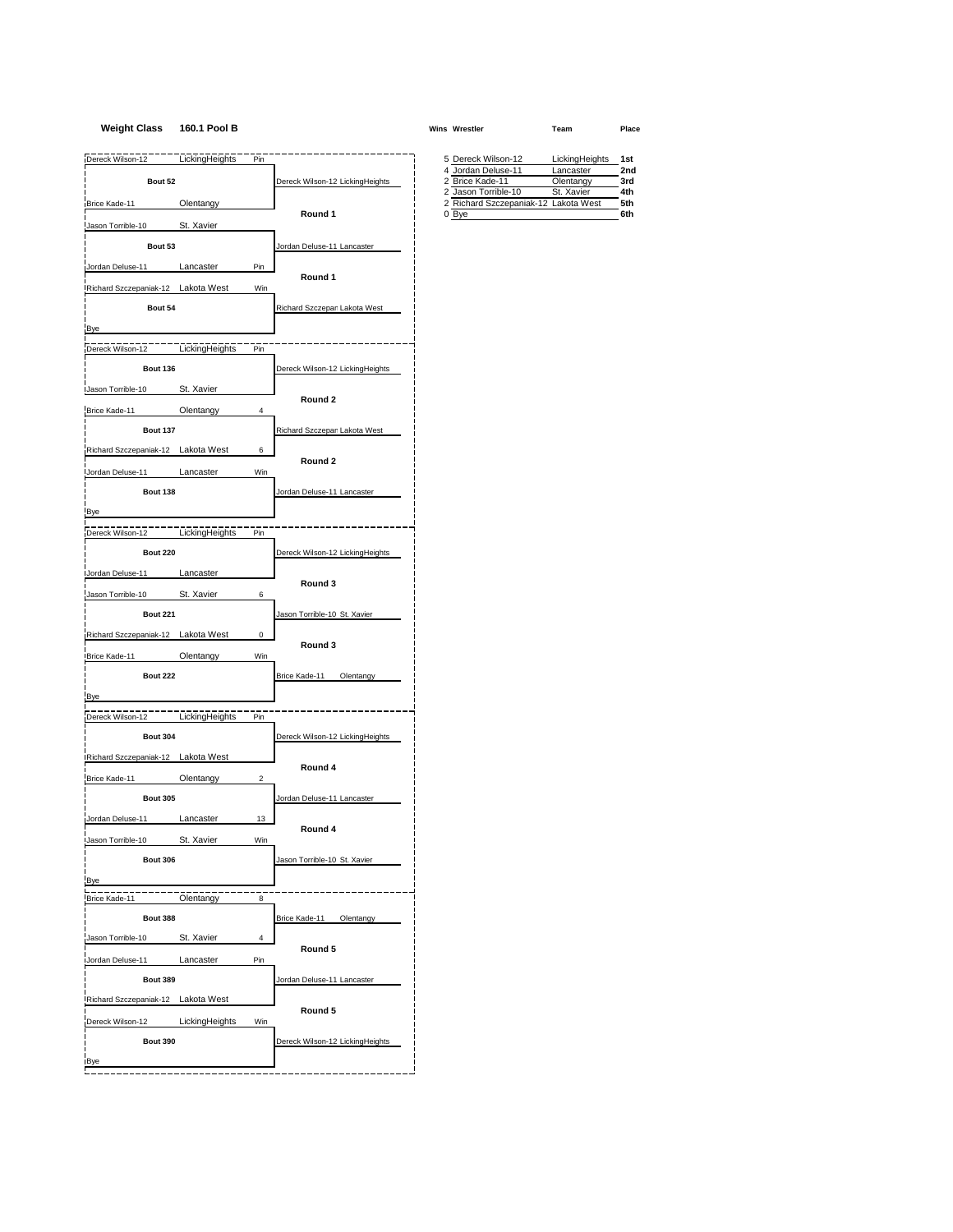**Weight Class** **160.1 Pool B**

| Wins | Wrestler | Team | Place |
| --- | --- | --- | --- |
| 5 | Dereck Wilson-12 | LickingHeights | 1st |
| 4 | Jordan Deluse-11 | Lancaster | 2nd |
| 2 | Brice Kade-11 | Olentangy | 3rd |
| 2 | Jason Torrible-10 | St. Xavier | 4th |
| 2 | Richard Szczepaniak-12 | Lakota West | 5th |
| 0 | Bye | | 6th |

### Round 1

| Bout | Wrestler | Team | Result | Winner |
| --- | --- | --- | --- | --- |
| Bout 52 | Dereck Wilson-12 | LickingHeights | Pin | Dereck Wilson-12 LickingHeights |
| | Brice Kade-11 | Olentangy | | |
| Bout 53 | Jason Torrible-10 | St. Xavier | | Jordan Deluse-11 Lancaster |
| | Jordan Deluse-11 | Lancaster | Pin | |
| Bout 54 | Richard Szczepaniak-12 | Lakota West | Win | Richard Szczepan Lakota West |
| | Bye | | | |

### Round 2

| Bout | Wrestler | Team | Result | Winner |
| --- | --- | --- | --- | --- |
| Bout 136 | Dereck Wilson-12 | LickingHeights | Pin | Dereck Wilson-12 LickingHeights |
| | Jason Torrible-10 | St. Xavier | | |
| Bout 137 | Brice Kade-11 | Olentangy | 4 | Richard Szczepan Lakota West |
| | Richard Szczepaniak-12 | Lakota West | 6 | |
| Bout 138 | Jordan Deluse-11 | Lancaster | Win | Jordan Deluse-11 Lancaster |
| | Bye | | | |

### Round 3

| Bout | Wrestler | Team | Result | Winner |
| --- | --- | --- | --- | --- |
| Bout 220 | Dereck Wilson-12 | LickingHeights | Pin | Dereck Wilson-12 LickingHeights |
| | Jordan Deluse-11 | Lancaster | | |
| Bout 221 | Jason Torrible-10 | St. Xavier | 6 | Jason Torrible-10 St. Xavier |
| | Richard Szczepaniak-12 | Lakota West | 0 | |
| Bout 222 | Brice Kade-11 | Olentangy | Win | Brice Kade-11 Olentangy |
| | Bye | | | |

### Round 4

| Bout | Wrestler | Team | Result | Winner |
| --- | --- | --- | --- | --- |
| Bout 304 | Dereck Wilson-12 | LickingHeights | Pin | Dereck Wilson-12 LickingHeights |
| | Richard Szczepaniak-12 | Lakota West | | |
| Bout 305 | Brice Kade-11 | Olentangy | 2 | Jordan Deluse-11 Lancaster |
| | Jordan Deluse-11 | Lancaster | 13 | |
| Bout 306 | Jason Torrible-10 | St. Xavier | Win | Jason Torrible-10 St. Xavier |
| | Bye | | | |

### Round 5

| Bout | Wrestler | Team | Result | Winner |
| --- | --- | --- | --- | --- |
| Bout 388 | Brice Kade-11 | Olentangy | 8 | Brice Kade-11 Olentangy |
| | Jason Torrible-10 | St. Xavier | 4 | |
| Bout 389 | Jordan Deluse-11 | Lancaster | Pin | Jordan Deluse-11 Lancaster |
| | Richard Szczepaniak-12 | Lakota West | | |
| Bout 390 | Dereck Wilson-12 | LickingHeights | Win | Dereck Wilson-12 LickingHeights |
| | Bye | | | |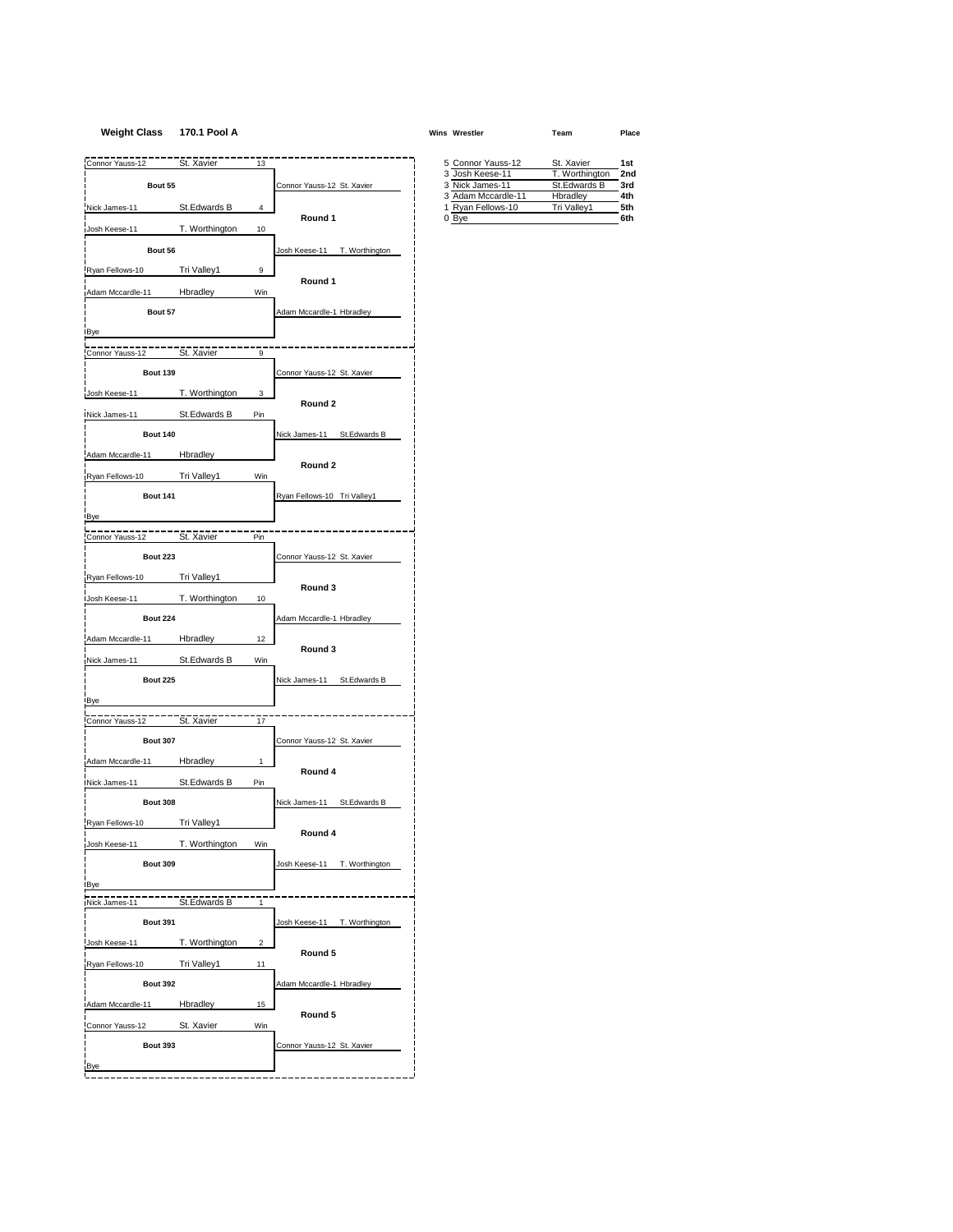**Weight Class** **170.1 Pool A**

| Wins | Wrestler | Team | Place |
|---|---|---|---|
| 5 | Connor Yauss-12 | St. Xavier | 1st |
| 3 | Josh Keese-11 | T. Worthington | 2nd |
| 3 | Nick James-11 | St.Edwards B | 3rd |
| 3 | Adam Mccardle-11 | Hbradley | 4th |
| 1 | Ryan Fellows-10 | Tri Valley1 | 5th |
| 0 | Bye | | 6th |

## Round 1

| Bout | Wrestler | Team | Score | Winner |
|---|---|---|---|---|
| Bout 55 | Connor Yauss-12 | St. Xavier | 13 | Connor Yauss-12 St. Xavier |
| | Nick James-11 | St.Edwards B | 4 | |
| Bout 56 | Josh Keese-11 | T. Worthington | 10 | Josh Keese-11 T. Worthington |
| | Ryan Fellows-10 | Tri Valley1 | 9 | |
| Bout 57 | Adam Mccardle-11 | Hbradley | Win | Adam Mccardle-1 Hbradley |
| | Bye | | | |

## Round 2

| Bout | Wrestler | Team | Score | Winner |
|---|---|---|---|---|
| Bout 139 | Connor Yauss-12 | St. Xavier | 9 | Connor Yauss-12 St. Xavier |
| | Josh Keese-11 | T. Worthington | 3 | |
| Bout 140 | Nick James-11 | St.Edwards B | Pin | Nick James-11 St.Edwards B |
| | Adam Mccardle-11 | Hbradley | | |
| Bout 141 | Ryan Fellows-10 | Tri Valley1 | Win | Ryan Fellows-10 Tri Valley1 |
| | Bye | | | |

## Round 3

| Bout | Wrestler | Team | Score | Winner |
|---|---|---|---|---|
| Bout 223 | Connor Yauss-12 | St. Xavier | Pin | Connor Yauss-12 St. Xavier |
| | Ryan Fellows-10 | Tri Valley1 | | |
| Bout 224 | Josh Keese-11 | T. Worthington | 10 | Adam Mccardle-1 Hbradley |
| | Adam Mccardle-11 | Hbradley | 12 | |
| Bout 225 | Nick James-11 | St.Edwards B | Win | Nick James-11 St.Edwards B |
| | Bye | | | |

## Round 4

| Bout | Wrestler | Team | Score | Winner |
|---|---|---|---|---|
| Bout 307 | Connor Yauss-12 | St. Xavier | 17 | Connor Yauss-12 St. Xavier |
| | Adam Mccardle-11 | Hbradley | 1 | |
| Bout 308 | Nick James-11 | St.Edwards B | Pin | Nick James-11 St.Edwards B |
| | Ryan Fellows-10 | Tri Valley1 | | |
| Bout 309 | Josh Keese-11 | T. Worthington | Win | Josh Keese-11 T. Worthington |
| | Bye | | | |

## Round 5

| Bout | Wrestler | Team | Score | Winner |
|---|---|---|---|---|
| Bout 391 | Nick James-11 | St.Edwards B | 1 | Josh Keese-11 T. Worthington |
| | Josh Keese-11 | T. Worthington | 2 | |
| Bout 392 | Ryan Fellows-10 | Tri Valley1 | 11 | Adam Mccardle-1 Hbradley |
| | Adam Mccardle-11 | Hbradley | 15 | |
| Bout 393 | Connor Yauss-12 | St. Xavier | Win | Connor Yauss-12 St. Xavier |
| | Bye | | | |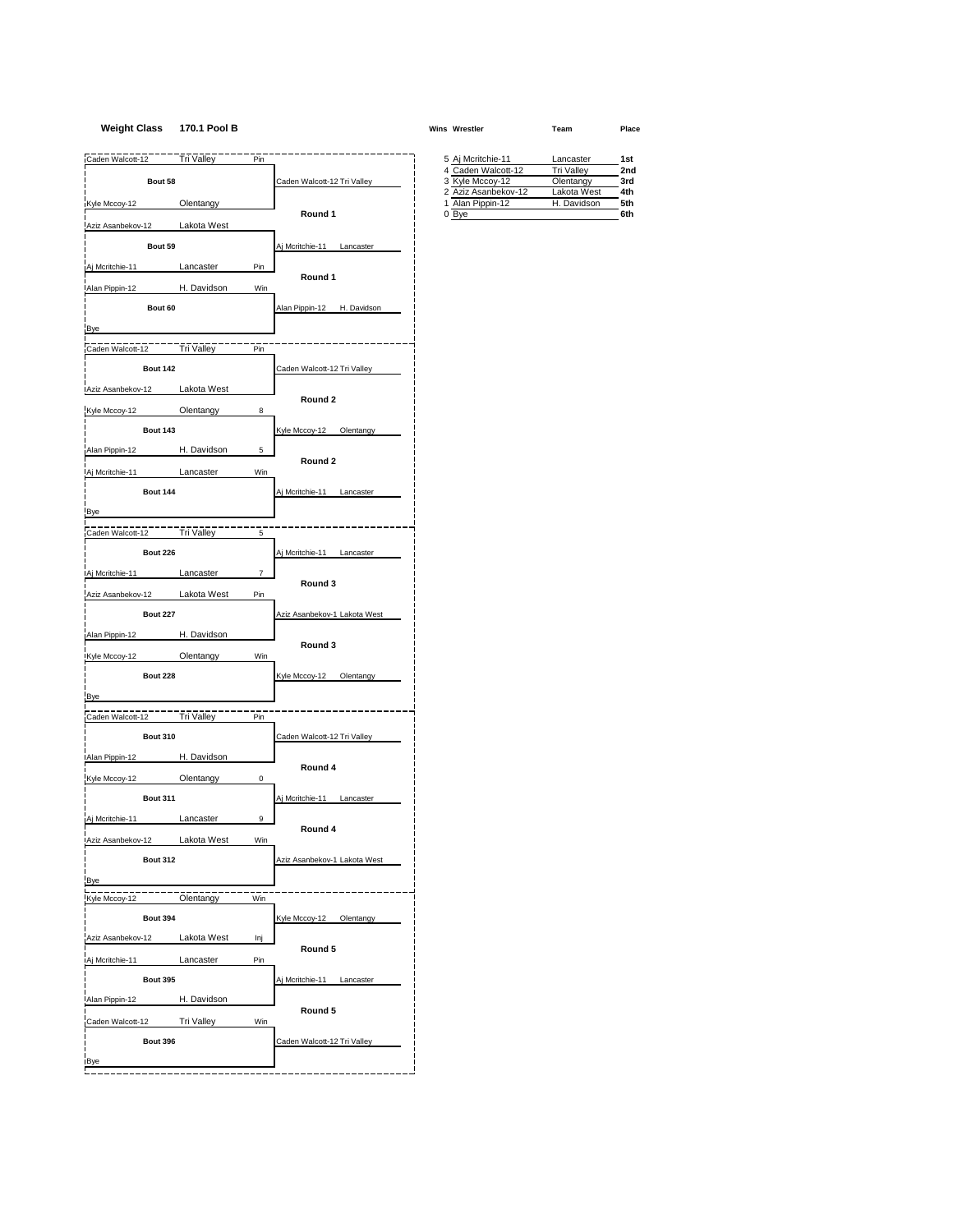**Weight Class 170.1 Pool B**

| Wins | Wrestler | Team | Place |
|---|---|---|---|
| 5 | Aj Mcritchie-11 | Lancaster | 1st |
| 4 | Caden Walcott-12 | Tri Valley | 2nd |
| 3 | Kyle Mccoy-12 | Olentangy | 3rd |
| 2 | Aziz Asanbekov-12 | Lakota West | 4th |
| 1 | Alan Pippin-12 | H. Davidson | 5th |
| 0 | Bye | | 6th |

### Round 1

| Bout | Wrestler 1 | Team | Result | Wrestler 2 | Team | Result | Winner |
|---|---|---|---|---|---|---|---|
| Bout 58 | Caden Walcott-12 | Tri Valley | Pin | Kyle Mccoy-12 | Olentangy | | Caden Walcott-12 Tri Valley |
| Bout 59 | Aziz Asanbekov-12 | Lakota West | | Aj Mcritchie-11 | Lancaster | Pin | Aj Mcritchie-11 Lancaster |
| Bout 60 | Alan Pippin-12 | H. Davidson | Win | Bye | | | Alan Pippin-12 H. Davidson |

### Round 2

| Bout | Wrestler 1 | Team | Result | Wrestler 2 | Team | Result | Winner |
|---|---|---|---|---|---|---|---|
| Bout 142 | Caden Walcott-12 | Tri Valley | Pin | Aziz Asanbekov-12 | Lakota West | | Caden Walcott-12 Tri Valley |
| Bout 143 | Kyle Mccoy-12 | Olentangy | 8 | Alan Pippin-12 | H. Davidson | 5 | Kyle Mccoy-12 Olentangy |
| Bout 144 | Aj Mcritchie-11 | Lancaster | Win | Bye | | | Aj Mcritchie-11 Lancaster |

### Round 3

| Bout | Wrestler 1 | Team | Result | Wrestler 2 | Team | Result | Winner |
|---|---|---|---|---|---|---|---|
| Bout 226 | Caden Walcott-12 | Tri Valley | 5 | Aj Mcritchie-11 | Lancaster | 7 | Aj Mcritchie-11 Lancaster |
| Bout 227 | Aziz Asanbekov-12 | Lakota West | Pin | Alan Pippin-12 | H. Davidson | | Aziz Asanbekov-1 Lakota West |
| Bout 228 | Kyle Mccoy-12 | Olentangy | Win | Bye | | | Kyle Mccoy-12 Olentangy |

### Round 4

| Bout | Wrestler 1 | Team | Result | Wrestler 2 | Team | Result | Winner |
|---|---|---|---|---|---|---|---|
| Bout 310 | Caden Walcott-12 | Tri Valley | Pin | Alan Pippin-12 | H. Davidson | | Caden Walcott-12 Tri Valley |
| Bout 311 | Kyle Mccoy-12 | Olentangy | 0 | Aj Mcritchie-11 | Lancaster | 9 | Aj Mcritchie-11 Lancaster |
| Bout 312 | Aziz Asanbekov-12 | Lakota West | Win | Bye | | | Aziz Asanbekov-1 Lakota West |

### Round 5

| Bout | Wrestler 1 | Team | Result | Wrestler 2 | Team | Result | Winner |
|---|---|---|---|---|---|---|---|
| Bout 394 | Kyle Mccoy-12 | Olentangy | Win | Aziz Asanbekov-12 | Lakota West | Inj | Kyle Mccoy-12 Olentangy |
| Bout 395 | Aj Mcritchie-11 | Lancaster | Pin | Alan Pippin-12 | H. Davidson | | Aj Mcritchie-11 Lancaster |
| Bout 396 | Caden Walcott-12 | Tri Valley | Win | Bye | | | Caden Walcott-12 Tri Valley |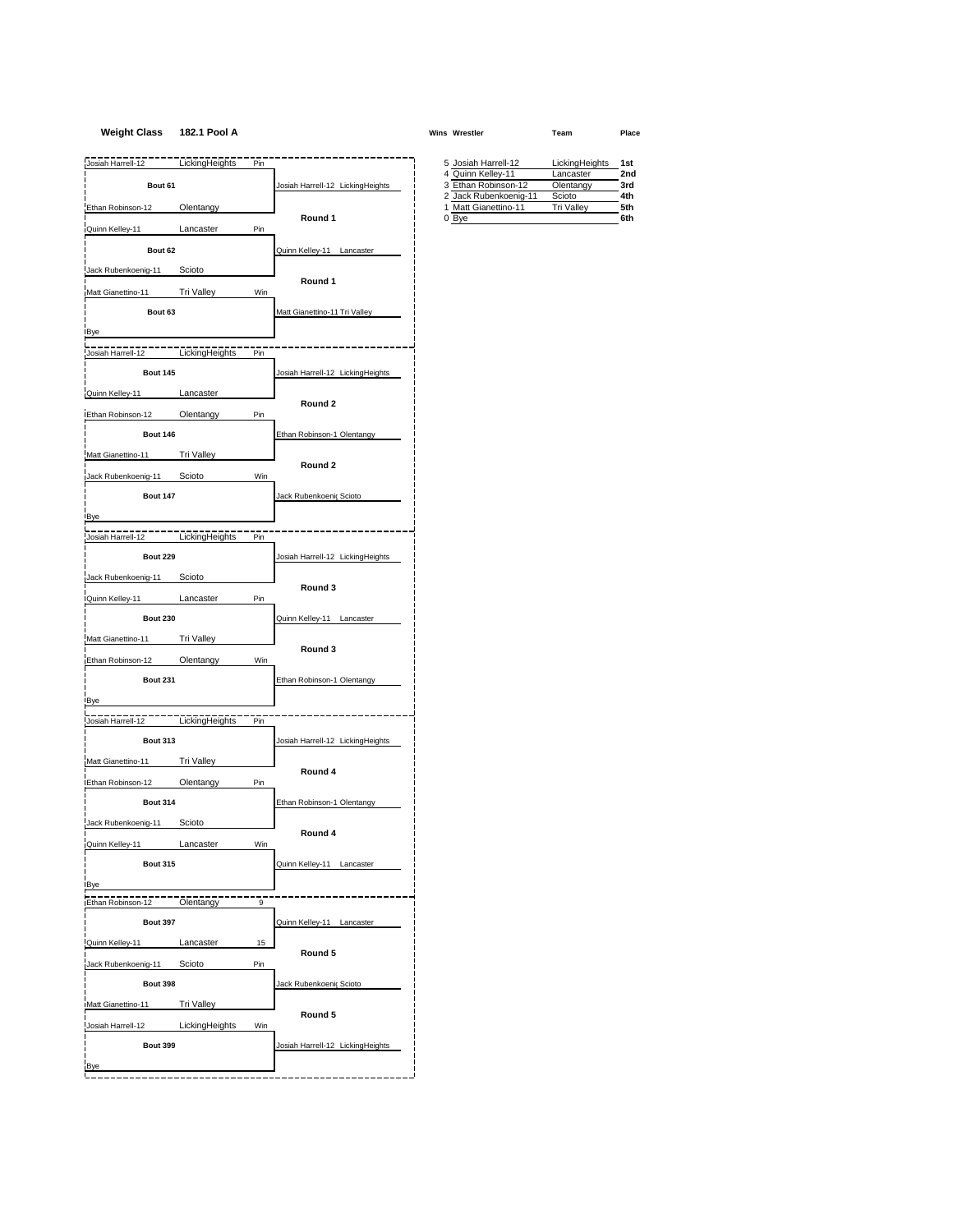**Weight Class 182.1 Pool A**

| Wins | Wrestler | Team | Place |
|---|---|---|---|
| 5 | Josiah Harrell-12 | LickingHeights | 1st |
| 4 | Quinn Kelley-11 | Lancaster | 2nd |
| 3 | Ethan Robinson-12 | Olentangy | 3rd |
| 2 | Jack Rubenkoenig-11 | Scioto | 4th |
| 1 | Matt Gianettino-11 | Tri Valley | 5th |
| 0 | Bye | | 6th |

### Round 1

| Bout | Wrestler 1 | Team 1 | Result | Wrestler 2 | Team 2 | Result | Winner |
|---|---|---|---|---|---|---|---|
| Bout 61 | Josiah Harrell-12 | LickingHeights | Pin | Ethan Robinson-12 | Olentangy | | Josiah Harrell-12 LickingHeights |
| Bout 62 | Quinn Kelley-11 | Lancaster | Pin | Jack Rubenkoenig-11 | Scioto | | Quinn Kelley-11 Lancaster |
| Bout 63 | Matt Gianettino-11 | Tri Valley | Win | Bye | | | Matt Gianettino-11 Tri Valley |

### Round 2

| Bout | Wrestler 1 | Team 1 | Result | Wrestler 2 | Team 2 | Result | Winner |
|---|---|---|---|---|---|---|---|
| Bout 145 | Josiah Harrell-12 | LickingHeights | Pin | Quinn Kelley-11 | Lancaster | | Josiah Harrell-12 LickingHeights |
| Bout 146 | Ethan Robinson-12 | Olentangy | Pin | Matt Gianettino-11 | Tri Valley | | Ethan Robinson-1 Olentangy |
| Bout 147 | Jack Rubenkoenig-11 | Scioto | Win | Bye | | | Jack Rubenkoenig Scioto |

### Round 3

| Bout | Wrestler 1 | Team 1 | Result | Wrestler 2 | Team 2 | Result | Winner |
|---|---|---|---|---|---|---|---|
| Bout 229 | Josiah Harrell-12 | LickingHeights | Pin | Jack Rubenkoenig-11 | Scioto | | Josiah Harrell-12 LickingHeights |
| Bout 230 | Quinn Kelley-11 | Lancaster | Pin | Matt Gianettino-11 | Tri Valley | | Quinn Kelley-11 Lancaster |
| Bout 231 | Ethan Robinson-12 | Olentangy | Win | Bye | | | Ethan Robinson-1 Olentangy |

### Round 4

| Bout | Wrestler 1 | Team 1 | Result | Wrestler 2 | Team 2 | Result | Winner |
|---|---|---|---|---|---|---|---|
| Bout 313 | Josiah Harrell-12 | LickingHeights | Pin | Matt Gianettino-11 | Tri Valley | | Josiah Harrell-12 LickingHeights |
| Bout 314 | Ethan Robinson-12 | Olentangy | Pin | Jack Rubenkoenig-11 | Scioto | | Ethan Robinson-1 Olentangy |
| Bout 315 | Quinn Kelley-11 | Lancaster | Win | Bye | | | Quinn Kelley-11 Lancaster |

### Round 5

| Bout | Wrestler 1 | Team 1 | Result | Wrestler 2 | Team 2 | Result | Winner |
|---|---|---|---|---|---|---|---|
| Bout 397 | Ethan Robinson-12 | Olentangy | 9 | Quinn Kelley-11 | Lancaster | 15 | Quinn Kelley-11 Lancaster |
| Bout 398 | Jack Rubenkoenig-11 | Scioto | Pin | Matt Gianettino-11 | Tri Valley | | Jack Rubenkoenig Scioto |
| Bout 399 | Josiah Harrell-12 | LickingHeights | Win | Bye | | | Josiah Harrell-12 LickingHeights |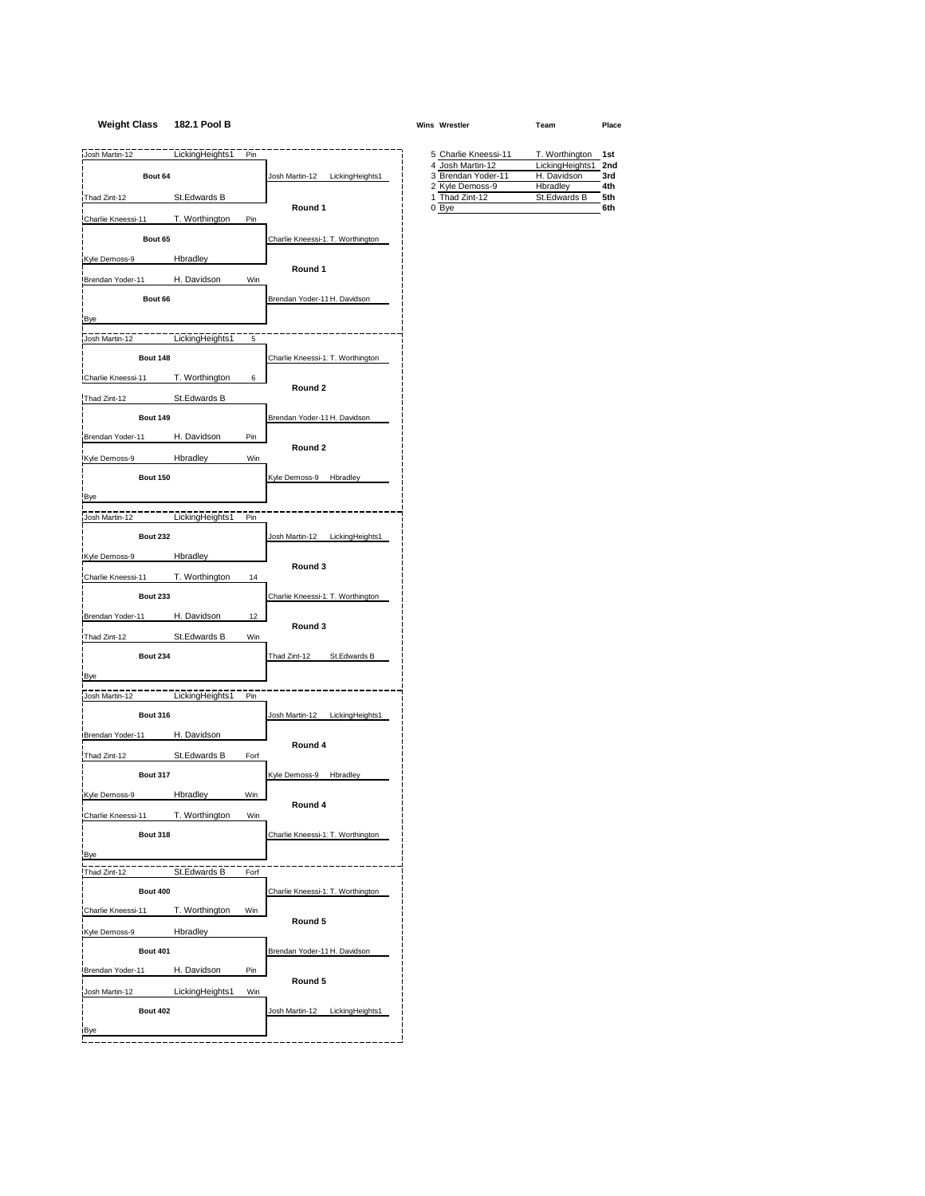**Weight Class 182.1 Pool B**

| Wins | Wrestler | Team | Place |
|---|---|---|---|
| 5 | Charlie Kneessi-11 | T. Worthington | 1st |
| 4 | Josh Martin-12 | LickingHeights1 | 2nd |
| 3 | Brendan Yoder-11 | H. Davidson | 3rd |
| 2 | Kyle Demoss-9 | Hbradley | 4th |
| 1 | Thad Zint-12 | St.Edwards B | 5th |
| 0 | Bye | | 6th |

### Round 1

| Bout | Wrestler | Team | Result | Winner |
|---|---|---|---|---|
| Bout 64 | Josh Martin-12 | LickingHeights1 | Pin | Josh Martin-12 LickingHeights1 |
| | Thad Zint-12 | St.Edwards B | | |
| Bout 65 | Charlie Kneessi-11 | T. Worthington | Pin | Charlie Kneessi-11 T. Worthington |
| | Kyle Demoss-9 | Hbradley | | |
| Bout 66 | Brendan Yoder-11 | H. Davidson | Win | Brendan Yoder-11 H. Davidson |
| | Bye | | | |

### Round 2

| Bout | Wrestler | Team | Result | Winner |
|---|---|---|---|---|
| Bout 148 | Josh Martin-12 | LickingHeights1 | 5 | Charlie Kneessi-11 T. Worthington |
| | Charlie Kneessi-11 | T. Worthington | 6 | |
| Bout 149 | Thad Zint-12 | St.Edwards B | | Brendan Yoder-11 H. Davidson |
| | Brendan Yoder-11 | H. Davidson | Pin | |
| Bout 150 | Kyle Demoss-9 | Hbradley | Win | Kyle Demoss-9 Hbradley |
| | Bye | | | |

### Round 3

| Bout | Wrestler | Team | Result | Winner |
|---|---|---|---|---|
| Bout 232 | Josh Martin-12 | LickingHeights1 | Pin | Josh Martin-12 LickingHeights1 |
| | Kyle Demoss-9 | Hbradley | | |
| Bout 233 | Charlie Kneessi-11 | T. Worthington | 14 | Charlie Kneessi-11 T. Worthington |
| | Brendan Yoder-11 | H. Davidson | 12 | |
| Bout 234 | Thad Zint-12 | St.Edwards B | Win | Thad Zint-12 St.Edwards B |
| | Bye | | | |

### Round 4

| Bout | Wrestler | Team | Result | Winner |
|---|---|---|---|---|
| Bout 316 | Josh Martin-12 | LickingHeights1 | Pin | Josh Martin-12 LickingHeights1 |
| | Brendan Yoder-11 | H. Davidson | | |
| Bout 317 | Thad Zint-12 | St.Edwards B | Forf | Kyle Demoss-9 Hbradley |
| | Kyle Demoss-9 | Hbradley | Win | |
| Bout 318 | Charlie Kneessi-11 | T. Worthington | Win | Charlie Kneessi-11 T. Worthington |
| | Bye | | | |

### Round 5

| Bout | Wrestler | Team | Result | Winner |
|---|---|---|---|---|
| Bout 400 | Thad Zint-12 | St.Edwards B | Forf | Charlie Kneessi-11 T. Worthington |
| | Charlie Kneessi-11 | T. Worthington | Win | |
| Bout 401 | Kyle Demoss-9 | Hbradley | | Brendan Yoder-11 H. Davidson |
| | Brendan Yoder-11 | H. Davidson | Pin | |
| Bout 402 | Josh Martin-12 | LickingHeights1 | Win | Josh Martin-12 LickingHeights1 |
| | Bye | | | |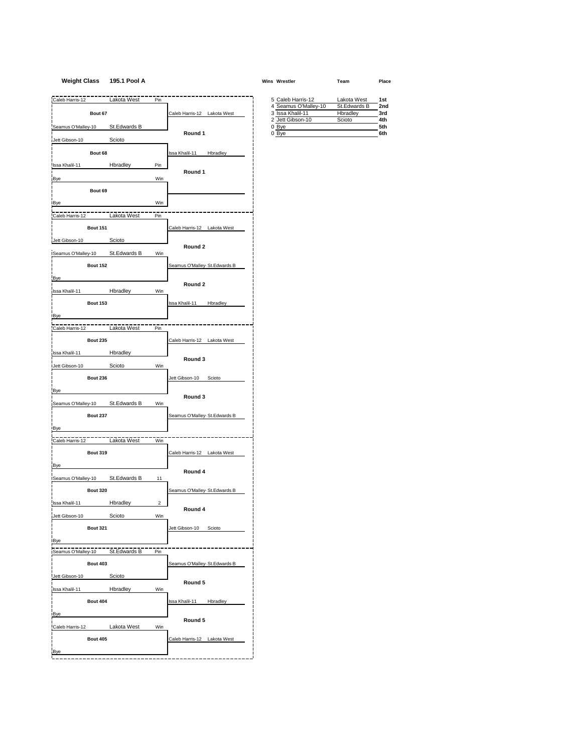**Weight Class** **195.1 Pool A**

| Wins | Wrestler | Team | Place |
|---|---|---|---|
| 5 | Caleb Harris-12 | Lakota West | 1st |
| 4 | Seamus O'Malley-10 | St.Edwards B | 2nd |
| 3 | Issa Khalil-11 | Hbradley | 3rd |
| 2 | Jett Gibson-10 | Scioto | 4th |
| 0 | Bye | | 5th |
| 0 | Bye | | 6th |

### Round 1

| Bout | Wrestler 1 | Team | Result | Wrestler 2 | Team | Result | Winner |
|---|---|---|---|---|---|---|---|
| Bout 67 | Caleb Harris-12 | Lakota West | Pin | Seamus O'Malley-10 | St.Edwards B | | Caleb Harris-12 Lakota West |
| Bout 68 | Jett Gibson-10 | Scioto | | Issa Khalil-11 | Hbradley | Pin | Issa Khalil-11 Hbradley |
| Bout 69 | Bye | | Win | Bye | | Win | |

### Round 2

| Bout | Wrestler 1 | Team | Result | Wrestler 2 | Team | Result | Winner |
|---|---|---|---|---|---|---|---|
| Bout 151 | Caleb Harris-12 | Lakota West | Pin | Jett Gibson-10 | Scioto | | Caleb Harris-12 Lakota West |
| Bout 152 | Seamus O'Malley-10 | St.Edwards B | Win | Bye | | | Seamus O'Malley- St.Edwards B |
| Bout 153 | Issa Khalil-11 | Hbradley | Win | Bye | | | Issa Khalil-11 Hbradley |

### Round 3

| Bout | Wrestler 1 | Team | Result | Wrestler 2 | Team | Result | Winner |
|---|---|---|---|---|---|---|---|
| Bout 235 | Caleb Harris-12 | Lakota West | Pin | Issa Khalil-11 | Hbradley | | Caleb Harris-12 Lakota West |
| Bout 236 | Jett Gibson-10 | Scioto | Win | Bye | | | Jett Gibson-10 Scioto |
| Bout 237 | Seamus O'Malley-10 | St.Edwards B | Win | Bye | | | Seamus O'Malley- St.Edwards B |

### Round 4

| Bout | Wrestler 1 | Team | Result | Wrestler 2 | Team | Result | Winner |
|---|---|---|---|---|---|---|---|
| Bout 319 | Caleb Harris-12 | Lakota West | Win | Bye | | | Caleb Harris-12 Lakota West |
| Bout 320 | Seamus O'Malley-10 | St.Edwards B | 11 | Issa Khalil-11 | Hbradley | 2 | Seamus O'Malley- St.Edwards B |
| Bout 321 | Jett Gibson-10 | Scioto | Win | Bye | | | Jett Gibson-10 Scioto |

### Round 5

| Bout | Wrestler 1 | Team | Result | Wrestler 2 | Team | Result | Winner |
|---|---|---|---|---|---|---|---|
| Bout 403 | Seamus O'Malley-10 | St.Edwards B | Pin | Jett Gibson-10 | Scioto | | Seamus O'Malley- St.Edwards B |
| Bout 404 | Issa Khalil-11 | Hbradley | Win | Bye | | | Issa Khalil-11 Hbradley |
| Bout 405 | Caleb Harris-12 | Lakota West | Win | Bye | | | Caleb Harris-12 Lakota West |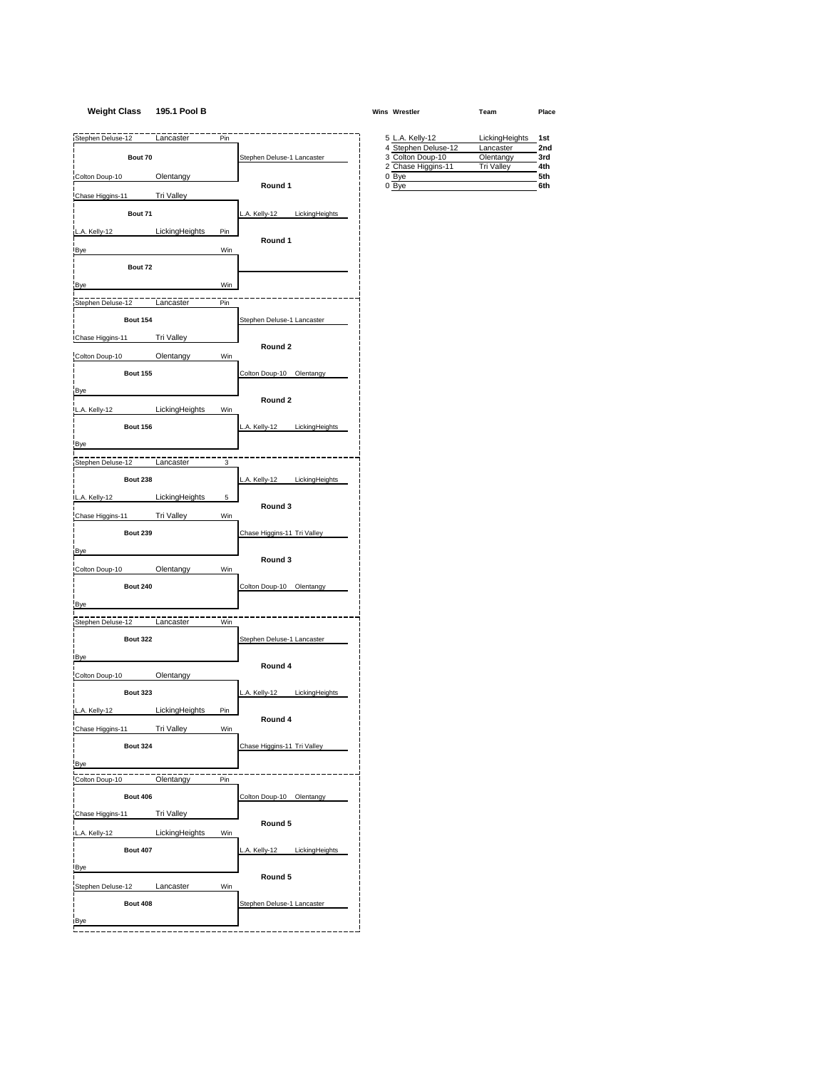**Weight Class** **195.1 Pool B**

| Wins | Wrestler | Team | Place |
|---|---|---|---|
| 5 | L.A. Kelly-12 | LickingHeights | 1st |
| 4 | Stephen Deluse-12 | Lancaster | 2nd |
| 3 | Colton Doup-10 | Olentangy | 3rd |
| 2 | Chase Higgins-11 | Tri Valley | 4th |
| 0 | Bye | | 5th |
| 0 | Bye | | 6th |

### Round 1

| Bout | Wrestler | Team | Result | Wrestler | Team | Result | Winner |
|---|---|---|---|---|---|---|---|
| Bout 70 | Stephen Deluse-12 | Lancaster | Pin | Colton Doup-10 | Olentangy | | Stephen Deluse-1 Lancaster |
| Bout 71 | Chase Higgins-11 | Tri Valley | | L.A. Kelly-12 | LickingHeights | Pin | L.A. Kelly-12 LickingHeights |
| Bout 72 | Bye | | Win | Bye | | Win | |

### Round 2

| Bout | Wrestler | Team | Result | Wrestler | Team | Result | Winner |
|---|---|---|---|---|---|---|---|
| Bout 154 | Stephen Deluse-12 | Lancaster | Pin | Chase Higgins-11 | Tri Valley | | Stephen Deluse-1 Lancaster |
| Bout 155 | Colton Doup-10 | Olentangy | Win | Bye | | | Colton Doup-10 Olentangy |
| Bout 156 | L.A. Kelly-12 | LickingHeights | Win | Bye | | | L.A. Kelly-12 LickingHeights |

### Round 3

| Bout | Wrestler | Team | Result | Wrestler | Team | Result | Winner |
|---|---|---|---|---|---|---|---|
| Bout 238 | Stephen Deluse-12 | Lancaster | 3 | L.A. Kelly-12 | LickingHeights | 5 | L.A. Kelly-12 LickingHeights |
| Bout 239 | Chase Higgins-11 | Tri Valley | Win | Bye | | | Chase Higgins-11 Tri Valley |
| Bout 240 | Colton Doup-10 | Olentangy | Win | Bye | | | Colton Doup-10 Olentangy |

### Round 4

| Bout | Wrestler | Team | Result | Wrestler | Team | Result | Winner |
|---|---|---|---|---|---|---|---|
| Bout 322 | Stephen Deluse-12 | Lancaster | Win | Bye | | | Stephen Deluse-1 Lancaster |
| Bout 323 | Colton Doup-10 | Olentangy | | L.A. Kelly-12 | LickingHeights | Pin | L.A. Kelly-12 LickingHeights |
| Bout 324 | Chase Higgins-11 | Tri Valley | Win | Bye | | | Chase Higgins-11 Tri Valley |

### Round 5

| Bout | Wrestler | Team | Result | Wrestler | Team | Result | Winner |
|---|---|---|---|---|---|---|---|
| Bout 406 | Colton Doup-10 | Olentangy | Pin | Chase Higgins-11 | Tri Valley | | Colton Doup-10 Olentangy |
| Bout 407 | L.A. Kelly-12 | LickingHeights | Win | Bye | | | L.A. Kelly-12 LickingHeights |
| Bout 408 | Stephen Deluse-12 | Lancaster | Win | Bye | | | Stephen Deluse-1 Lancaster |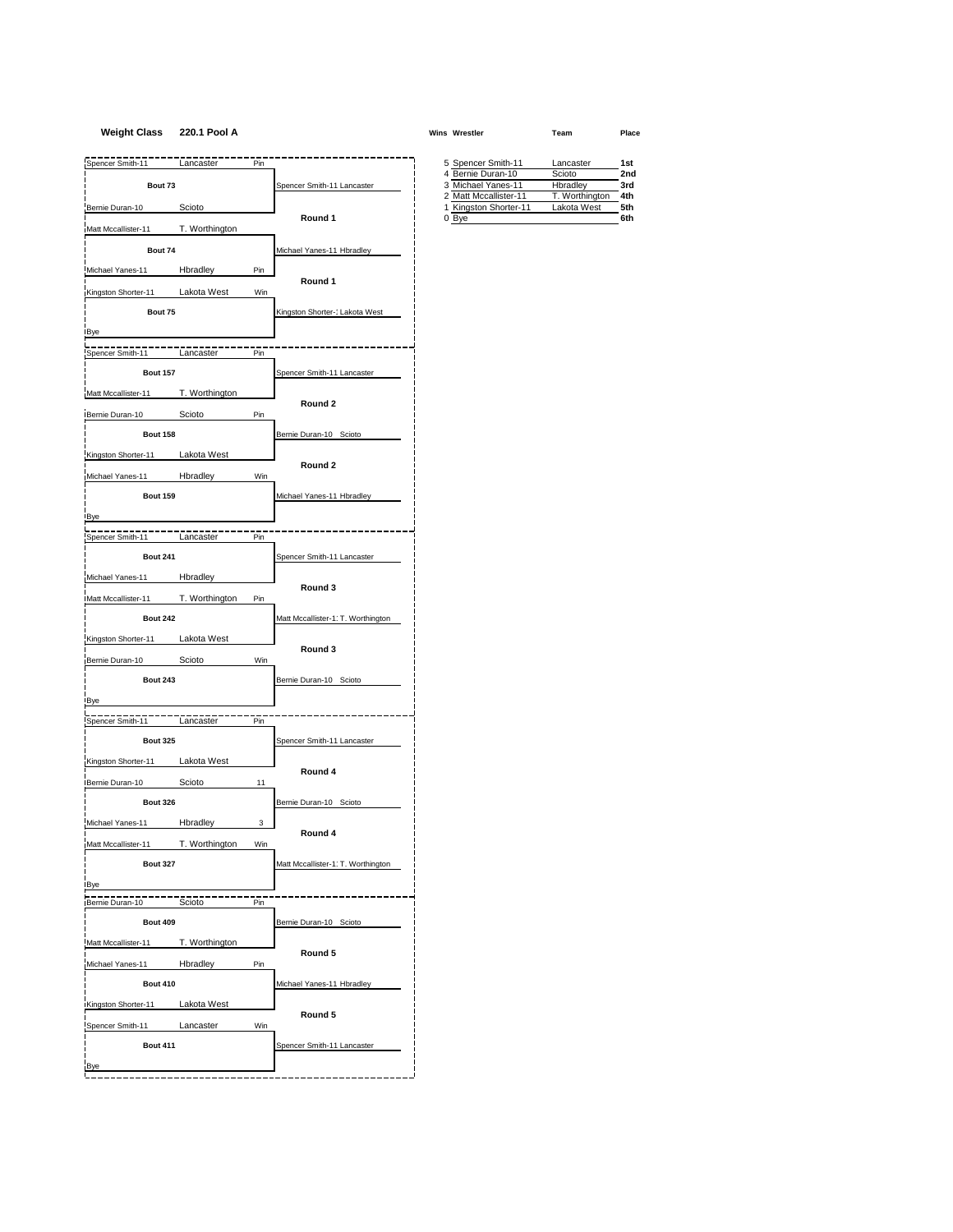**Weight Class** **220.1 Pool A**

| Wins | Wrestler | Team | Place |
|---|---|---|---|
| 5 | Spencer Smith-11 | Lancaster | 1st |
| 4 | Bernie Duran-10 | Scioto | 2nd |
| 3 | Michael Yanes-11 | Hbradley | 3rd |
| 2 | Matt Mccallister-11 | T. Worthington | 4th |
| 1 | Kingston Shorter-11 | Lakota West | 5th |
| 0 | Bye | | 6th |

### Round 1

| Bout | Wrestler | Team | Result | Winner |
|---|---|---|---|---|
| Bout 73 | Spencer Smith-11 | Lancaster | Pin | Spencer Smith-11 Lancaster |
| | Bernie Duran-10 | Scioto | | |
| Bout 74 | Matt Mccallister-11 | T. Worthington | | Michael Yanes-11 Hbradley |
| | Michael Yanes-11 | Hbradley | Pin | |
| Bout 75 | Kingston Shorter-11 | Lakota West | Win | Kingston Shorter-1 Lakota West |
| | Bye | | | |

### Round 2

| Bout | Wrestler | Team | Result | Winner |
|---|---|---|---|---|
| Bout 157 | Spencer Smith-11 | Lancaster | Pin | Spencer Smith-11 Lancaster |
| | Matt Mccallister-11 | T. Worthington | | |
| Bout 158 | Bernie Duran-10 | Scioto | Pin | Bernie Duran-10 Scioto |
| | Kingston Shorter-11 | Lakota West | | |
| Bout 159 | Michael Yanes-11 | Hbradley | Win | Michael Yanes-11 Hbradley |
| | Bye | | | |

### Round 3

| Bout | Wrestler | Team | Result | Winner |
|---|---|---|---|---|
| Bout 241 | Spencer Smith-11 | Lancaster | Pin | Spencer Smith-11 Lancaster |
| | Michael Yanes-11 | Hbradley | | |
| Bout 242 | Matt Mccallister-11 | T. Worthington | Pin | Matt Mccallister-1 T. Worthington |
| | Kingston Shorter-11 | Lakota West | | |
| Bout 243 | Bernie Duran-10 | Scioto | Win | Bernie Duran-10 Scioto |
| | Bye | | | |

### Round 4

| Bout | Wrestler | Team | Result | Winner |
|---|---|---|---|---|
| Bout 325 | Spencer Smith-11 | Lancaster | Pin | Spencer Smith-11 Lancaster |
| | Kingston Shorter-11 | Lakota West | | |
| Bout 326 | Bernie Duran-10 | Scioto | 11 | Bernie Duran-10 Scioto |
| | Michael Yanes-11 | Hbradley | 3 | |
| Bout 327 | Matt Mccallister-11 | T. Worthington | Win | Matt Mccallister-1 T. Worthington |
| | Bye | | | |

### Round 5

| Bout | Wrestler | Team | Result | Winner |
|---|---|---|---|---|
| Bout 409 | Bernie Duran-10 | Scioto | Pin | Bernie Duran-10 Scioto |
| | Matt Mccallister-11 | T. Worthington | | |
| Bout 410 | Michael Yanes-11 | Hbradley | Pin | Michael Yanes-11 Hbradley |
| | Kingston Shorter-11 | Lakota West | | |
| Bout 411 | Spencer Smith-11 | Lancaster | Win | Spencer Smith-11 Lancaster |
| | Bye | | | |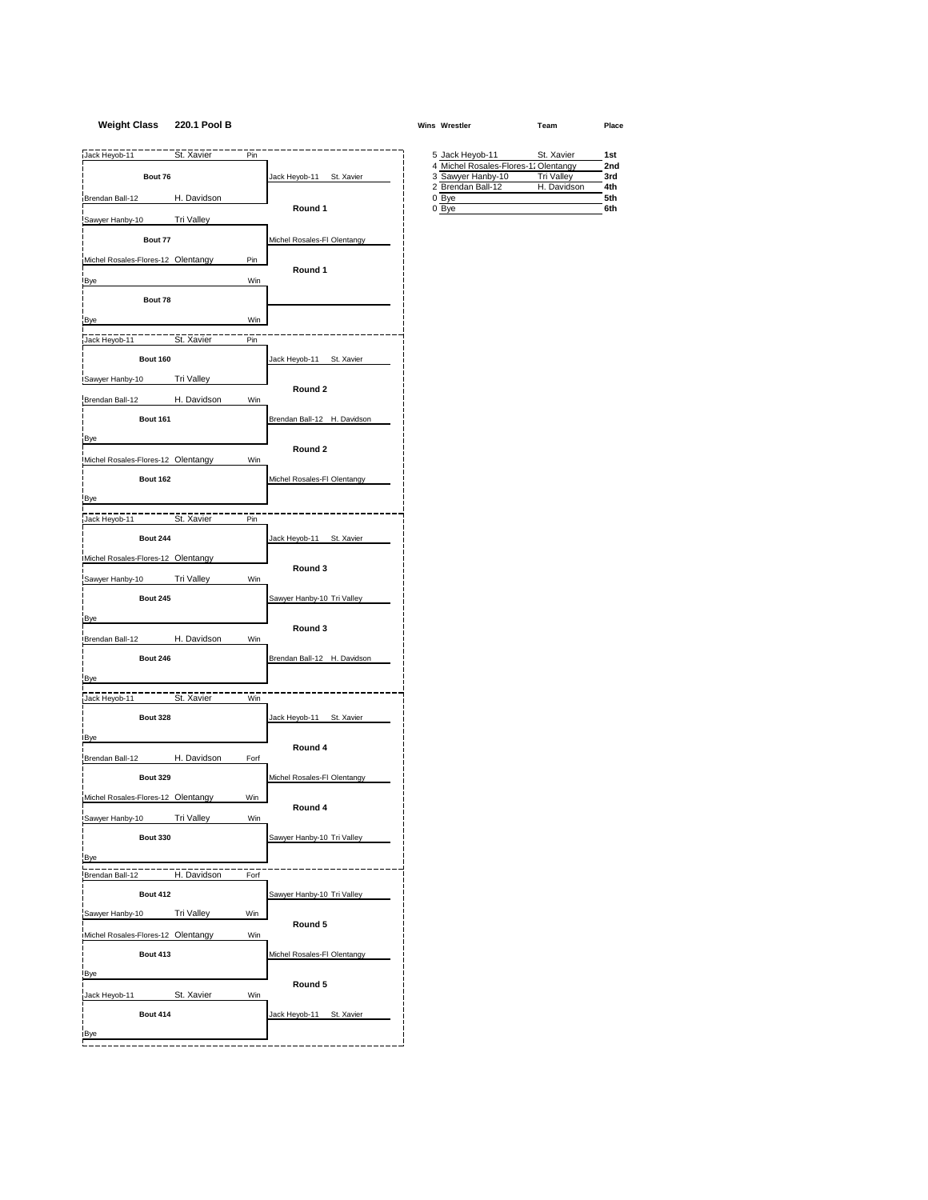**Weight Class 220.1 Pool B**

| Wins | Wrestler | Team | Place |
|---|---|---|---|
| 5 | Jack Heyob-11 | St. Xavier | 1st |
| 4 | Michel Rosales-Flores-12 | Olentangy | 2nd |
| 3 | Sawyer Hanby-10 | Tri Valley | 3rd |
| 2 | Brendan Ball-12 | H. Davidson | 4th |
| 0 | Bye | | 5th |
| 0 | Bye | | 6th |

### Round 1

| Bout | Wrestler | Team | Result | Winner |
|---|---|---|---|---|
| Bout 76 | Jack Heyob-11 | St. Xavier | Pin | Jack Heyob-11 St. Xavier |
| | Brendan Ball-12 | H. Davidson | | |
| Bout 77 | Sawyer Hanby-10 | Tri Valley | | Michel Rosales-Fl Olentangy |
| | Michel Rosales-Flores-12 | Olentangy | Pin | |
| Bout 78 | Bye | | Win | |
| | Bye | | Win | |

### Round 2

| Bout | Wrestler | Team | Result | Winner |
|---|---|---|---|---|
| Bout 160 | Jack Heyob-11 | St. Xavier | Pin | Jack Heyob-11 St. Xavier |
| | Sawyer Hanby-10 | Tri Valley | | |
| Bout 161 | Brendan Ball-12 | H. Davidson | Win | Brendan Ball-12 H. Davidson |
| | Bye | | | |
| Bout 162 | Michel Rosales-Flores-12 | Olentangy | Win | Michel Rosales-Fl Olentangy |
| | Bye | | | |

### Round 3

| Bout | Wrestler | Team | Result | Winner |
|---|---|---|---|---|
| Bout 244 | Jack Heyob-11 | St. Xavier | Pin | Jack Heyob-11 St. Xavier |
| | Michel Rosales-Flores-12 | Olentangy | | |
| Bout 245 | Sawyer Hanby-10 | Tri Valley | Win | Sawyer Hanby-10 Tri Valley |
| | Bye | | | |
| Bout 246 | Brendan Ball-12 | H. Davidson | Win | Brendan Ball-12 H. Davidson |
| | Bye | | | |

### Round 4

| Bout | Wrestler | Team | Result | Winner |
|---|---|---|---|---|
| Bout 328 | Jack Heyob-11 | St. Xavier | Win | Jack Heyob-11 St. Xavier |
| | Bye | | | |
| Bout 329 | Brendan Ball-12 | H. Davidson | Forf | Michel Rosales-Fl Olentangy |
| | Michel Rosales-Flores-12 | Olentangy | Win | |
| Bout 330 | Sawyer Hanby-10 | Tri Valley | Win | Sawyer Hanby-10 Tri Valley |
| | Bye | | | |

### Round 5

| Bout | Wrestler | Team | Result | Winner |
|---|---|---|---|---|
| Bout 412 | Brendan Ball-12 | H. Davidson | Forf | Sawyer Hanby-10 Tri Valley |
| | Sawyer Hanby-10 | Tri Valley | Win | |
| Bout 413 | Michel Rosales-Flores-12 | Olentangy | Win | Michel Rosales-Fl Olentangy |
| | Bye | | | |
| Bout 414 | Jack Heyob-11 | St. Xavier | Win | Jack Heyob-11 St. Xavier |
| | Bye | | | |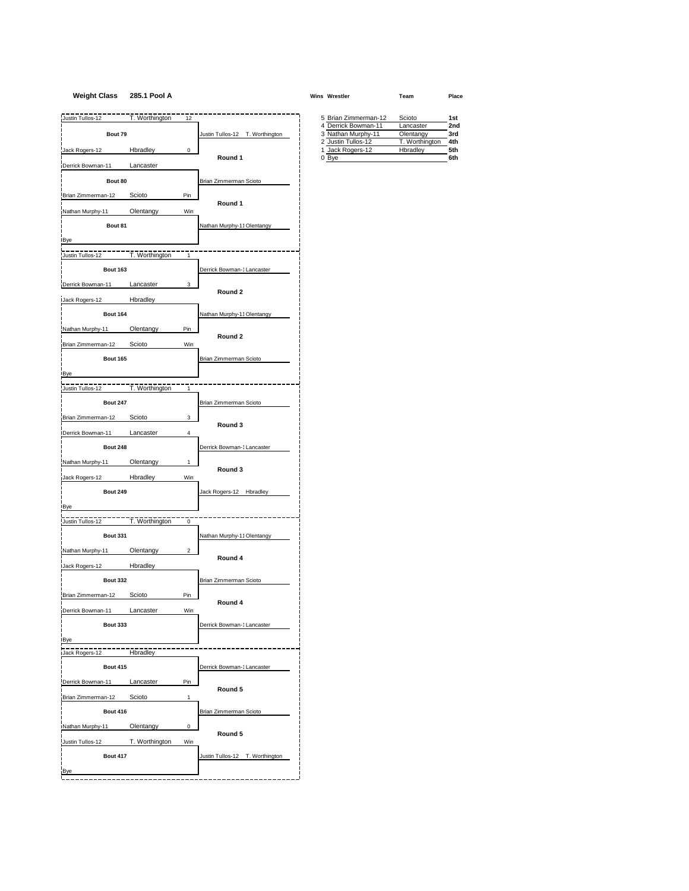**Weight Class 285.1 Pool A**

| Wins | Wrestler | Team | Place |
|---|---|---|---|
| 5 | Brian Zimmerman-12 | Scioto | 1st |
| 4 | Derrick Bowman-11 | Lancaster | 2nd |
| 3 | Nathan Murphy-11 | Olentangy | 3rd |
| 2 | Justin Tullos-12 | T. Worthington | 4th |
| 1 | Jack Rogers-12 | Hbradley | 5th |
| 0 | Bye | | 6th |

### Round 1

| Bout | Wrestler | Team | Score | Winner |
|---|---|---|---|---|
| Bout 79 | Justin Tullos-12 | T. Worthington | 12 | Justin Tullos-12 T. Worthington |
| | Jack Rogers-12 | Hbradley | 0 | |
| Bout 80 | Derrick Bowman-11 | Lancaster | | Brian Zimmerman Scioto |
| | Brian Zimmerman-12 | Scioto | Pin | |
| Bout 81 | Nathan Murphy-11 | Olentangy | Win | Nathan Murphy-11 Olentangy |
| | Bye | | | |

### Round 2

| Bout | Wrestler | Team | Score | Winner |
|---|---|---|---|---|
| Bout 163 | Justin Tullos-12 | T. Worthington | 1 | Derrick Bowman-1 Lancaster |
| | Derrick Bowman-11 | Lancaster | 3 | |
| Bout 164 | Jack Rogers-12 | Hbradley | | Nathan Murphy-11 Olentangy |
| | Nathan Murphy-11 | Olentangy | Pin | |
| Bout 165 | Brian Zimmerman-12 | Scioto | Win | Brian Zimmerman Scioto |
| | Bye | | | |

### Round 3

| Bout | Wrestler | Team | Score | Winner |
|---|---|---|---|---|
| Bout 247 | Justin Tullos-12 | T. Worthington | 1 | Brian Zimmerman Scioto |
| | Brian Zimmerman-12 | Scioto | 3 | |
| Bout 248 | Derrick Bowman-11 | Lancaster | 4 | Derrick Bowman-1 Lancaster |
| | Nathan Murphy-11 | Olentangy | 1 | |
| Bout 249 | Jack Rogers-12 | Hbradley | Win | Jack Rogers-12 Hbradley |
| | Bye | | | |

### Round 4

| Bout | Wrestler | Team | Score | Winner |
|---|---|---|---|---|
| Bout 331 | Justin Tullos-12 | T. Worthington | 0 | Nathan Murphy-11 Olentangy |
| | Nathan Murphy-11 | Olentangy | 2 | |
| Bout 332 | Jack Rogers-12 | Hbradley | | Brian Zimmerman Scioto |
| | Brian Zimmerman-12 | Scioto | Pin | |
| Bout 333 | Derrick Bowman-11 | Lancaster | Win | Derrick Bowman-1 Lancaster |
| | Bye | | | |

### Round 5

| Bout | Wrestler | Team | Score | Winner |
|---|---|---|---|---|
| Bout 415 | Jack Rogers-12 | Hbradley | | Derrick Bowman-1 Lancaster |
| | Derrick Bowman-11 | Lancaster | Pin | |
| Bout 416 | Brian Zimmerman-12 | Scioto | 1 | Brian Zimmerman Scioto |
| | Nathan Murphy-11 | Olentangy | 0 | |
| Bout 417 | Justin Tullos-12 | T. Worthington | Win | Justin Tullos-12 T. Worthington |
| | Bye | | | |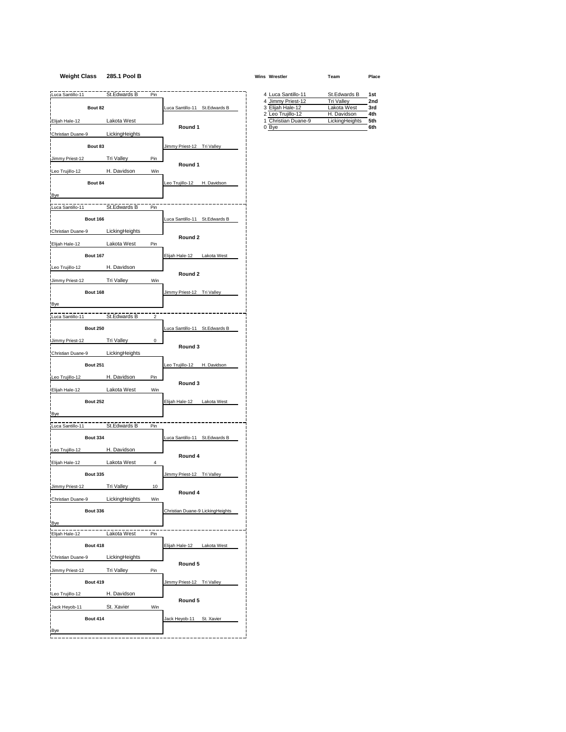**Weight Class 285.1 Pool B**

| Wins | Wrestler | Team | Place |
|---|---|---|---|
| 4 | Luca Santillo-11 | St.Edwards B | 1st |
| 4 | Jimmy Priest-12 | Tri Valley | 2nd |
| 3 | Elijah Hale-12 | Lakota West | 3rd |
| 2 | Leo Trujillo-12 | H. Davidson | 4th |
| 1 | Christian Duane-9 | LickingHeights | 5th |
| 0 | Bye | | 6th |

### Round 1

**Bout 82**
- Luca Santillo-11, St.Edwards B — Pin
- Elijah Hale-12, Lakota West
- Winner: Luca Santillo-11, St.Edwards B

**Bout 83**
- Christian Duane-9, LickingHeights
- Jimmy Priest-12, Tri Valley — Pin
- Winner: Jimmy Priest-12, Tri Valley

**Bout 84**
- Leo Trujillo-12, H. Davidson — Win
- Bye
- Winner: Leo Trujillo-12, H. Davidson

### Round 2

**Bout 166**
- Luca Santillo-11, St.Edwards B — Pin
- Christian Duane-9, LickingHeights
- Winner: Luca Santillo-11, St.Edwards B

**Bout 167**
- Elijah Hale-12, Lakota West — Pin
- Leo Trujillo-12, H. Davidson
- Winner: Elijah Hale-12, Lakota West

**Bout 168**
- Jimmy Priest-12, Tri Valley — Win
- Bye
- Winner: Jimmy Priest-12, Tri Valley

### Round 3

**Bout 250**
- Luca Santillo-11, St.Edwards B — 2
- Jimmy Priest-12, Tri Valley — 0
- Winner: Luca Santillo-11, St.Edwards B

**Bout 251**
- Christian Duane-9, LickingHeights
- Leo Trujillo-12, H. Davidson — Pin
- Winner: Leo Trujillo-12, H. Davidson

**Bout 252**
- Elijah Hale-12, Lakota West — Win
- Bye
- Winner: Elijah Hale-12, Lakota West

### Round 4

**Bout 334**
- Luca Santillo-11, St.Edwards B — Pin
- Leo Trujillo-12, H. Davidson
- Winner: Luca Santillo-11, St.Edwards B

**Bout 335**
- Elijah Hale-12, Lakota West — 4
- Jimmy Priest-12, Tri Valley — 10
- Winner: Jimmy Priest-12, Tri Valley

**Bout 336**
- Christian Duane-9, LickingHeights — Win
- Bye
- Winner: Christian Duane-9, LickingHeights

### Round 5

**Bout 418**
- Elijah Hale-12, Lakota West — Pin
- Christian Duane-9, LickingHeights
- Winner: Elijah Hale-12, Lakota West

**Bout 419**
- Jimmy Priest-12, Tri Valley — Pin
- Leo Trujillo-12, H. Davidson
- Winner: Jimmy Priest-12, Tri Valley

**Bout 414**
- Jack Heyob-11, St. Xavier — Win
- Bye
- Winner: Jack Heyob-11, St. Xavier